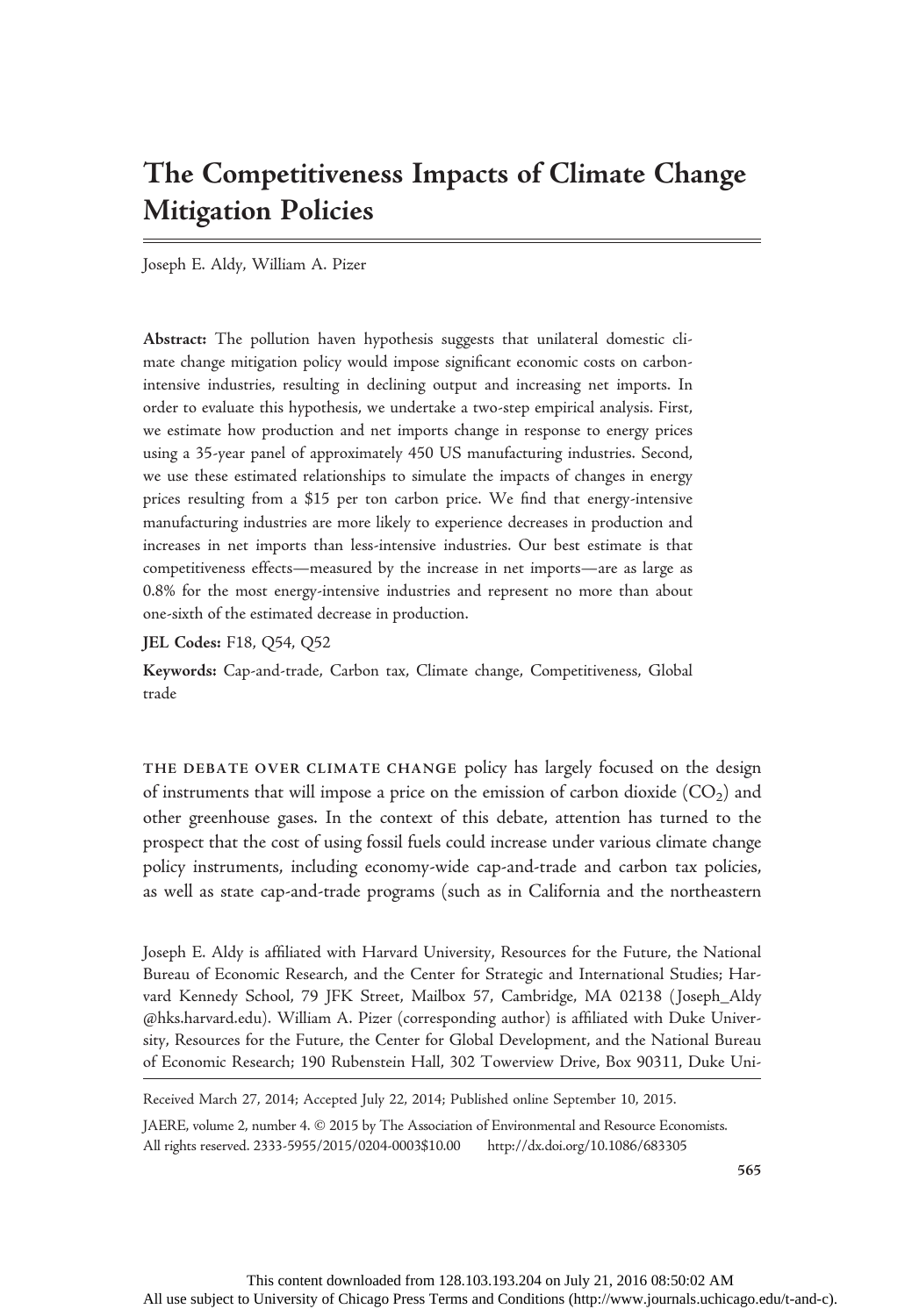# The Competitiveness Impacts of Climate Change Mitigation Policies

Joseph E. Aldy, William A. Pizer

**Abstract:** The pollution haven hypothesis suggests that unilateral domestic climate change mitigation policy would impose significant economic costs on carbon-intensive industries, resulting in declining output and increasing net imports. In order to evaluate this hypothesis, we undertake a two-step empirical analysis. First, we estimate how production and net imports change in response to energy prices using a 35-year panel of approximately 450 US manufacturing industries. Second, we use these estimated relationships to simulate the impacts of changes in energy prices resulting from a $15 per ton carbon price. We find that energy-intensive manufacturing industries are more likely to experience decreases in production and increases in net imports than less-intensive industries. Our best estimate is that competitiveness effects—measured by the increase in net imports—are as large as 0.8% for the most energy-intensive industries and represent no more than about one-sixth of the estimated decrease in production.

**JEL Codes:** F18, Q54, Q52

**Keywords:** Cap-and-trade, Carbon tax, Climate change, Competitiveness, Global trade

THE DEBATE OVER CLIMATE CHANGE policy has largely focused on the design of instruments that will impose a price on the emission of carbon dioxide ($CO_2$) and other greenhouse gases. In the context of this debate, attention has turned to the prospect that the cost of using fossil fuels could increase under various climate change policy instruments, including economy-wide cap-and-trade and carbon tax policies, as well as state cap-and-trade programs (such as in California and the northeastern

Joseph E. Aldy is affiliated with Harvard University, Resources for the Future, the National Bureau of Economic Research, and the Center for Strategic and International Studies; Harvard Kennedy School, 79 JFK Street, Mailbox 57, Cambridge, MA 02138 (Joseph_Aldy@hks.harvard.edu). William A. Pizer (corresponding author) is affiliated with Duke University, Resources for the Future, the Center for Global Development, and the National Bureau of Economic Research; 190 Rubenstein Hall, 302 Towerview Drive, Box 90311, Duke Uni-

Received March 27, 2014; Accepted July 22, 2014; Published online September 10, 2015.

JAERE, volume 2, number 4. © 2015 by The Association of Environmental and Resource Economists. All rights reserved. 2333-5955/2015/0204-0003$10.00 http://dx.doi.org/10.1086/683305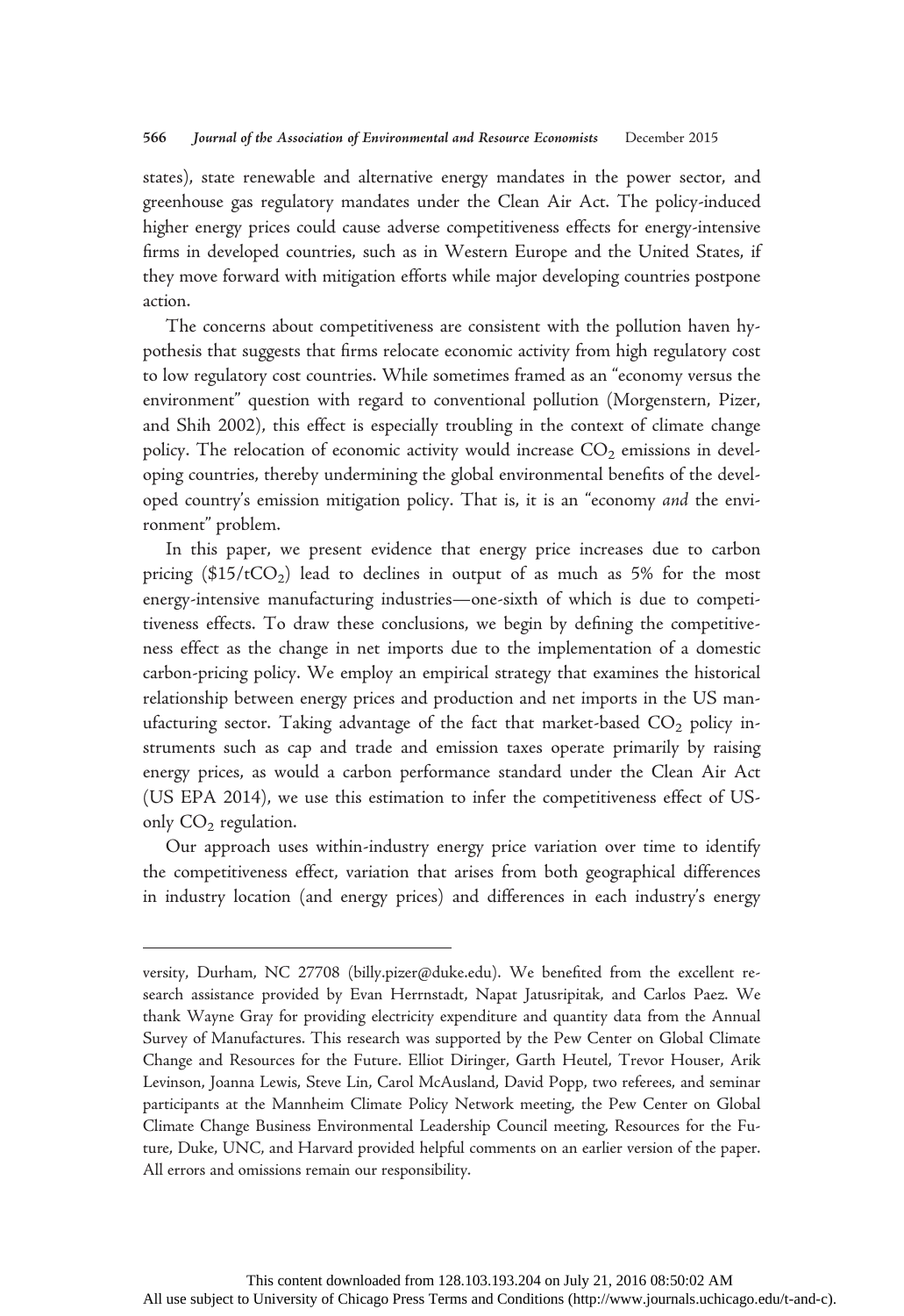states), state renewable and alternative energy mandates in the power sector, and greenhouse gas regulatory mandates under the Clean Air Act. The policy-induced higher energy prices could cause adverse competitiveness effects for energy-intensive firms in developed countries, such as in Western Europe and the United States, if they move forward with mitigation efforts while major developing countries postpone action.

The concerns about competitiveness are consistent with the pollution haven hypothesis that suggests that firms relocate economic activity from high regulatory cost to low regulatory cost countries. While sometimes framed as an "economy versus the environment" question with regard to conventional pollution (Morgenstern, Pizer, and Shih 2002), this effect is especially troubling in the context of climate change policy. The relocation of economic activity would increase $CO_2$ emissions in developing countries, thereby undermining the global environmental benefits of the developed country's emission mitigation policy. That is, it is an "economy *and* the environment" problem.

In this paper, we present evidence that energy price increases due to carbon pricing ($15/t$CO_2$) lead to declines in output of as much as 5% for the most energy-intensive manufacturing industries—one-sixth of which is due to competitiveness effects. To draw these conclusions, we begin by defining the competitiveness effect as the change in net imports due to the implementation of a domestic carbon-pricing policy. We employ an empirical strategy that examines the historical relationship between energy prices and production and net imports in the US manufacturing sector. Taking advantage of the fact that market-based $CO_2$ policy instruments such as cap and trade and emission taxes operate primarily by raising energy prices, as would a carbon performance standard under the Clean Air Act (US EPA 2014), we use this estimation to infer the competitiveness effect of US-only $CO_2$ regulation.

Our approach uses within-industry energy price variation over time to identify the competitiveness effect, variation that arises from both geographical differences in industry location (and energy prices) and differences in each industry's energy

---

versity, Durham, NC 27708 (billy.pizer@duke.edu). We benefited from the excellent research assistance provided by Evan Herrnstadt, Napat Jatusripitak, and Carlos Paez. We thank Wayne Gray for providing electricity expenditure and quantity data from the Annual Survey of Manufactures. This research was supported by the Pew Center on Global Climate Change and Resources for the Future. Elliot Diringer, Garth Heutel, Trevor Houser, Arik Levinson, Joanna Lewis, Steve Lin, Carol McAusland, David Popp, two referees, and seminar participants at the Mannheim Climate Policy Network meeting, the Pew Center on Global Climate Change Business Environmental Leadership Council meeting, Resources for the Future, Duke, UNC, and Harvard provided helpful comments on an earlier version of the paper. All errors and omissions remain our responsibility.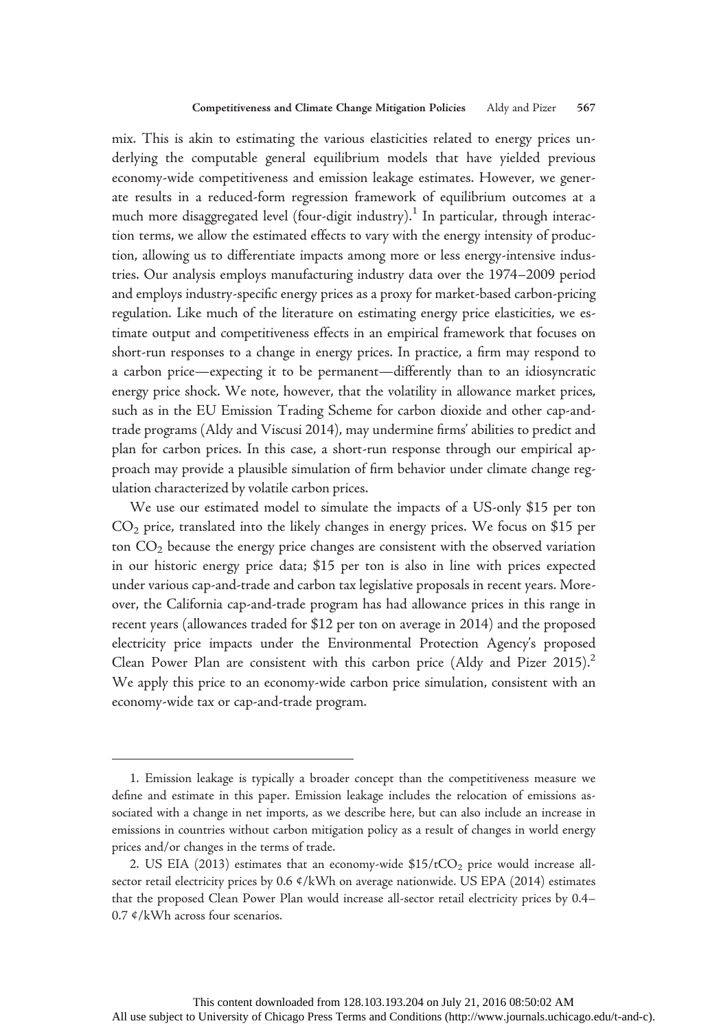mix. This is akin to estimating the various elasticities related to energy prices underlying the computable general equilibrium models that have yielded previous economy-wide competitiveness and emission leakage estimates. However, we generate results in a reduced-form regression framework of equilibrium outcomes at a much more disaggregated level (four-digit industry).[1] In particular, through interaction terms, we allow the estimated effects to vary with the energy intensity of production, allowing us to differentiate impacts among more or less energy-intensive industries. Our analysis employs manufacturing industry data over the 1974–2009 period and employs industry-specific energy prices as a proxy for market-based carbon-pricing regulation. Like much of the literature on estimating energy price elasticities, we estimate output and competitiveness effects in an empirical framework that focuses on short-run responses to a change in energy prices. In practice, a firm may respond to a carbon price—expecting it to be permanent—differently than to an idiosyncratic energy price shock. We note, however, that the volatility in allowance market prices, such as in the EU Emission Trading Scheme for carbon dioxide and other cap-and-trade programs (Aldy and Viscusi 2014), may undermine firms' abilities to predict and plan for carbon prices. In this case, a short-run response through our empirical approach may provide a plausible simulation of firm behavior under climate change regulation characterized by volatile carbon prices.

We use our estimated model to simulate the impacts of a US-only \$15 per ton $CO_2$ price, translated into the likely changes in energy prices. We focus on \$15 per ton $CO_2$ because the energy price changes are consistent with the observed variation in our historic energy price data; \$15 per ton is also in line with prices expected under various cap-and-trade and carbon tax legislative proposals in recent years. Moreover, the California cap-and-trade program has had allowance prices in this range in recent years (allowances traded for \$12 per ton on average in 2014) and the proposed electricity price impacts under the Environmental Protection Agency's proposed Clean Power Plan are consistent with this carbon price (Aldy and Pizer 2015).[2] We apply this price to an economy-wide carbon price simulation, consistent with an economy-wide tax or cap-and-trade program.

---

1. Emission leakage is typically a broader concept than the competitiveness measure we define and estimate in this paper. Emission leakage includes the relocation of emissions associated with a change in net imports, as we describe here, but can also include an increase in emissions in countries without carbon mitigation policy as a result of changes in world energy prices and/or changes in the terms of trade.

2. US EIA (2013) estimates that an economy-wide \$15/t$CO_2$ price would increase all-sector retail electricity prices by 0.6 ¢/kWh on average nationwide. US EPA (2014) estimates that the proposed Clean Power Plan would increase all-sector retail electricity prices by 0.4–0.7 ¢/kWh across four scenarios.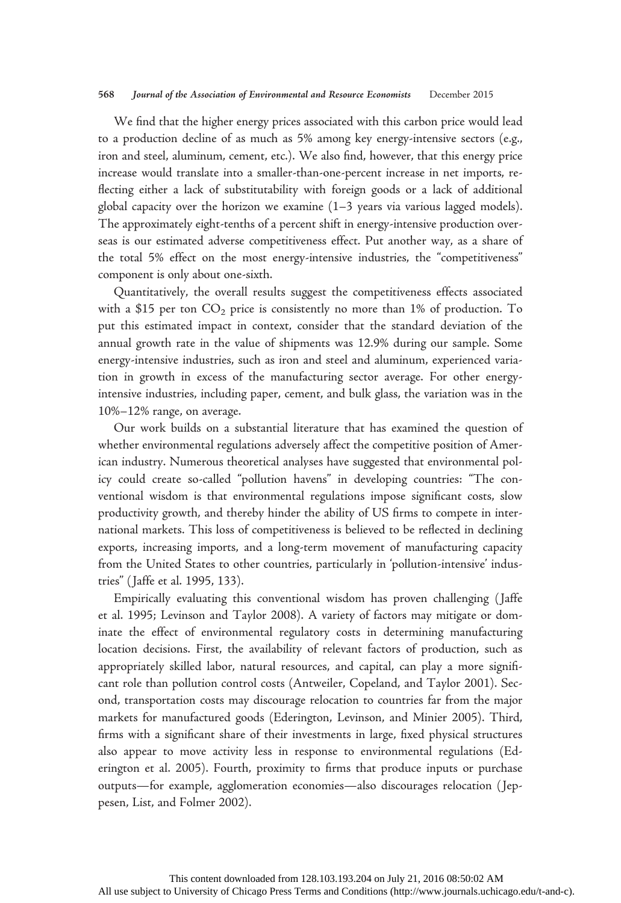We find that the higher energy prices associated with this carbon price would lead to a production decline of as much as 5% among key energy-intensive sectors (e.g., iron and steel, aluminum, cement, etc.). We also find, however, that this energy price increase would translate into a smaller-than-one-percent increase in net imports, reflecting either a lack of substitutability with foreign goods or a lack of additional global capacity over the horizon we examine (1–3 years via various lagged models). The approximately eight-tenths of a percent shift in energy-intensive production overseas is our estimated adverse competitiveness effect. Put another way, as a share of the total 5% effect on the most energy-intensive industries, the "competitiveness" component is only about one-sixth.

Quantitatively, the overall results suggest the competitiveness effects associated with a \$15 per ton $CO_2$ price is consistently no more than 1% of production. To put this estimated impact in context, consider that the standard deviation of the annual growth rate in the value of shipments was 12.9% during our sample. Some energy-intensive industries, such as iron and steel and aluminum, experienced variation in growth in excess of the manufacturing sector average. For other energy-intensive industries, including paper, cement, and bulk glass, the variation was in the 10%–12% range, on average.

Our work builds on a substantial literature that has examined the question of whether environmental regulations adversely affect the competitive position of American industry. Numerous theoretical analyses have suggested that environmental policy could create so-called "pollution havens" in developing countries: "The conventional wisdom is that environmental regulations impose significant costs, slow productivity growth, and thereby hinder the ability of US firms to compete in international markets. This loss of competitiveness is believed to be reflected in declining exports, increasing imports, and a long-term movement of manufacturing capacity from the United States to other countries, particularly in 'pollution-intensive' industries" (Jaffe et al. 1995, 133).

Empirically evaluating this conventional wisdom has proven challenging (Jaffe et al. 1995; Levinson and Taylor 2008). A variety of factors may mitigate or dominate the effect of environmental regulatory costs in determining manufacturing location decisions. First, the availability of relevant factors of production, such as appropriately skilled labor, natural resources, and capital, can play a more significant role than pollution control costs (Antweiler, Copeland, and Taylor 2001). Second, transportation costs may discourage relocation to countries far from the major markets for manufactured goods (Ederington, Levinson, and Minier 2005). Third, firms with a significant share of their investments in large, fixed physical structures also appear to move activity less in response to environmental regulations (Ederington et al. 2005). Fourth, proximity to firms that produce inputs or purchase outputs—for example, agglomeration economies—also discourages relocation (Jeppesen, List, and Folmer 2002).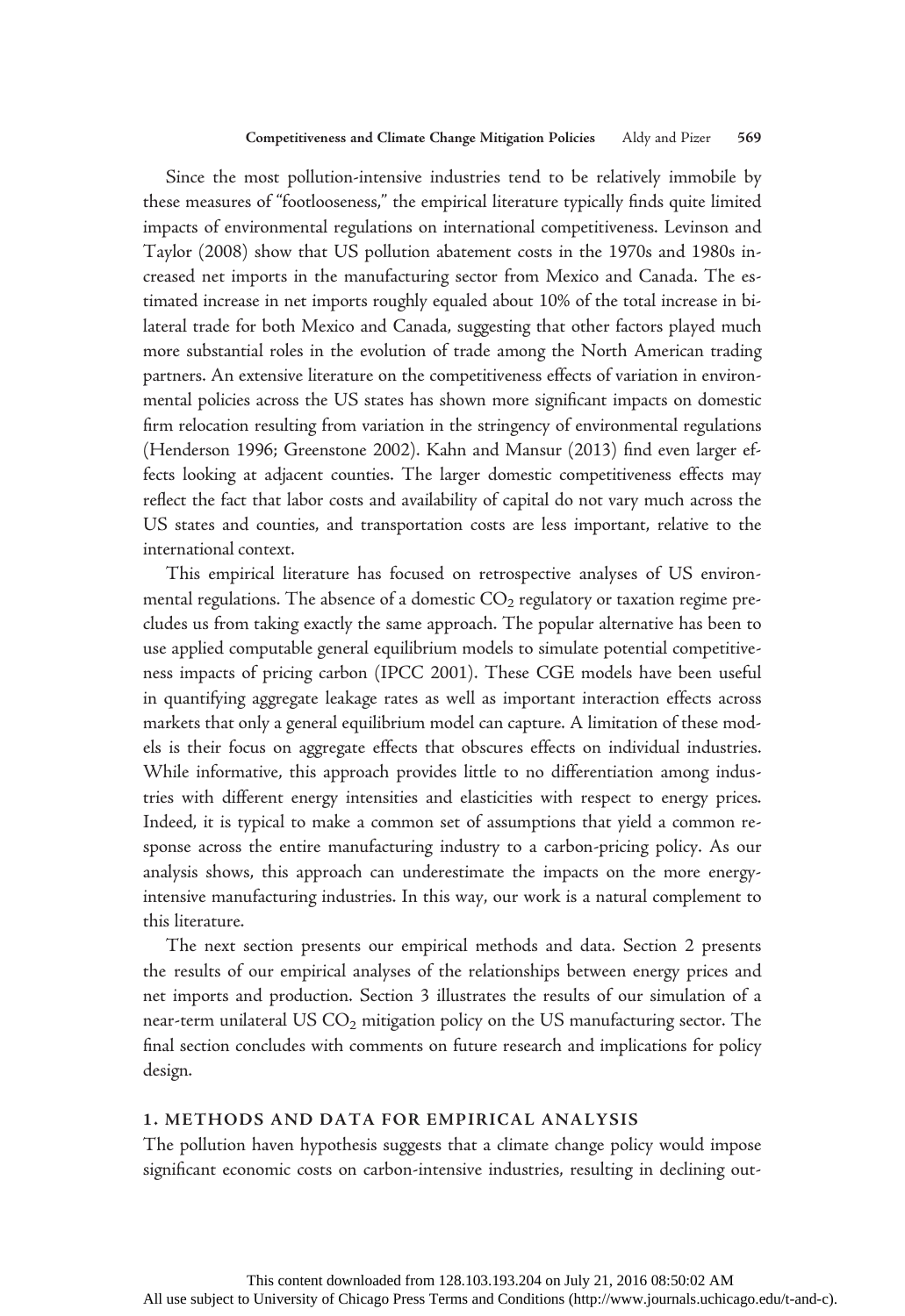Since the most pollution-intensive industries tend to be relatively immobile by these measures of "footlooseness," the empirical literature typically finds quite limited impacts of environmental regulations on international competitiveness. Levinson and Taylor (2008) show that US pollution abatement costs in the 1970s and 1980s increased net imports in the manufacturing sector from Mexico and Canada. The estimated increase in net imports roughly equaled about 10% of the total increase in bilateral trade for both Mexico and Canada, suggesting that other factors played much more substantial roles in the evolution of trade among the North American trading partners. An extensive literature on the competitiveness effects of variation in environmental policies across the US states has shown more significant impacts on domestic firm relocation resulting from variation in the stringency of environmental regulations (Henderson 1996; Greenstone 2002). Kahn and Mansur (2013) find even larger effects looking at adjacent counties. The larger domestic competitiveness effects may reflect the fact that labor costs and availability of capital do not vary much across the US states and counties, and transportation costs are less important, relative to the international context.

This empirical literature has focused on retrospective analyses of US environmental regulations. The absence of a domestic $CO_2$ regulatory or taxation regime precludes us from taking exactly the same approach. The popular alternative has been to use applied computable general equilibrium models to simulate potential competitiveness impacts of pricing carbon (IPCC 2001). These CGE models have been useful in quantifying aggregate leakage rates as well as important interaction effects across markets that only a general equilibrium model can capture. A limitation of these models is their focus on aggregate effects that obscures effects on individual industries. While informative, this approach provides little to no differentiation among industries with different energy intensities and elasticities with respect to energy prices. Indeed, it is typical to make a common set of assumptions that yield a common response across the entire manufacturing industry to a carbon-pricing policy. As our analysis shows, this approach can underestimate the impacts on the more energy-intensive manufacturing industries. In this way, our work is a natural complement to this literature.

The next section presents our empirical methods and data. Section 2 presents the results of our empirical analyses of the relationships between energy prices and net imports and production. Section 3 illustrates the results of our simulation of a near-term unilateral US $CO_2$ mitigation policy on the US manufacturing sector. The final section concludes with comments on future research and implications for policy design.

## 1. METHODS AND DATA FOR EMPIRICAL ANALYSIS

The pollution haven hypothesis suggests that a climate change policy would impose significant economic costs on carbon-intensive industries, resulting in declining out-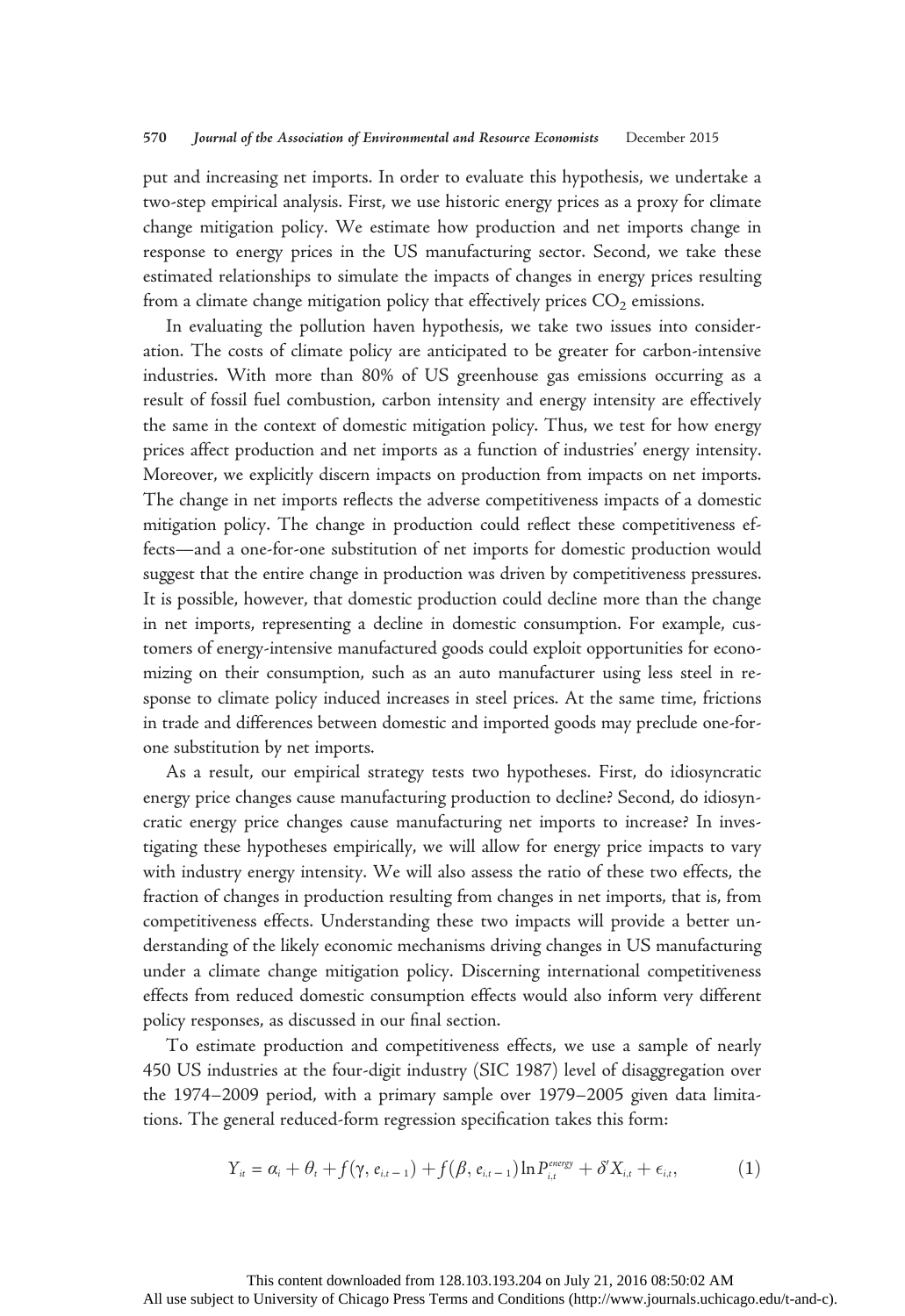put and increasing net imports. In order to evaluate this hypothesis, we undertake a two-step empirical analysis. First, we use historic energy prices as a proxy for climate change mitigation policy. We estimate how production and net imports change in response to energy prices in the US manufacturing sector. Second, we take these estimated relationships to simulate the impacts of changes in energy prices resulting from a climate change mitigation policy that effectively prices $CO_2$ emissions.

In evaluating the pollution haven hypothesis, we take two issues into consideration. The costs of climate policy are anticipated to be greater for carbon-intensive industries. With more than 80% of US greenhouse gas emissions occurring as a result of fossil fuel combustion, carbon intensity and energy intensity are effectively the same in the context of domestic mitigation policy. Thus, we test for how energy prices affect production and net imports as a function of industries' energy intensity. Moreover, we explicitly discern impacts on production from impacts on net imports. The change in net imports reflects the adverse competitiveness impacts of a domestic mitigation policy. The change in production could reflect these competitiveness effects—and a one-for-one substitution of net imports for domestic production would suggest that the entire change in production was driven by competitiveness pressures. It is possible, however, that domestic production could decline more than the change in net imports, representing a decline in domestic consumption. For example, customers of energy-intensive manufactured goods could exploit opportunities for economizing on their consumption, such as an auto manufacturer using less steel in response to climate policy induced increases in steel prices. At the same time, frictions in trade and differences between domestic and imported goods may preclude one-for-one substitution by net imports.

As a result, our empirical strategy tests two hypotheses. First, do idiosyncratic energy price changes cause manufacturing production to decline? Second, do idiosyncratic energy price changes cause manufacturing net imports to increase? In investigating these hypotheses empirically, we will allow for energy price impacts to vary with industry energy intensity. We will also assess the ratio of these two effects, the fraction of changes in production resulting from changes in net imports, that is, from competitiveness effects. Understanding these two impacts will provide a better understanding of the likely economic mechanisms driving changes in US manufacturing under a climate change mitigation policy. Discerning international competitiveness effects from reduced domestic consumption effects would also inform very different policy responses, as discussed in our final section.

To estimate production and competitiveness effects, we use a sample of nearly 450 US industries at the four-digit industry (SIC 1987) level of disaggregation over the 1974–2009 period, with a primary sample over 1979–2005 given data limitations. The general reduced-form regression specification takes this form:

$$Y_{it} = \alpha_i + \theta_t + f(\gamma, e_{i,t-1}) + f(\beta, e_{i,t-1}) \ln P_{i,t}^{energy} + \delta' X_{i,t} + \epsilon_{i,t}, \tag{1}$$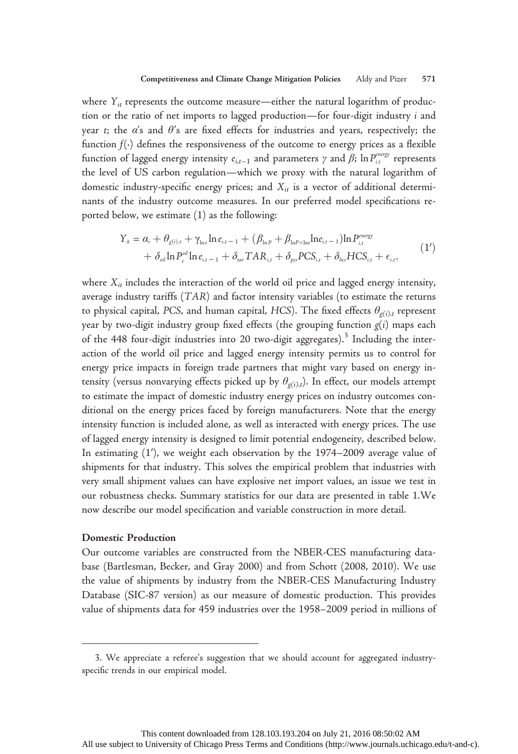where $Y_{it}$ represents the outcome measure—either the natural logarithm of production or the ratio of net imports to lagged production—for four-digit industry $i$ and year $t$; the $\alpha$'s and $\theta$'s are fixed effects for industries and years, respectively; the function $f(\cdot)$ defines the responsiveness of the outcome to energy prices as a flexible function of lagged energy intensity $e_{i,t-1}$ and parameters $\gamma$ and $\beta$; $\ln P_{i,t}^{energy}$ represents the level of US carbon regulation—which we proxy with the natural logarithm of domestic industry-specific energy prices; and $X_{it}$ is a vector of additional determinants of the industry outcome measures. In our preferred model specifications reported below, we estimate (1) as the following:

$$Y_{it} = \alpha_i + \theta_{g(i),t} + \gamma_{\ln e} \ln e_{i,t-1} + (\beta_{\ln P} + \beta_{\ln P \times \ln e} \ln e_{i,t-1}) \ln P_{i,t}^{energy} + \delta_{oil} \ln P_t^{oil} \ln e_{i,t-1} + \delta_{tar} TAR_{i,t} + \delta_{pcs} PCS_{i,t} + \delta_{hcs} HCS_{i,t} + \epsilon_{i,t}, \tag{1'}$$

where $X_{it}$ includes the interaction of the world oil price and lagged energy intensity, average industry tariffs ($TAR$) and factor intensity variables (to estimate the returns to physical capital, $PCS$, and human capital, $HCS$). The fixed effects $\theta_{g(i),t}$ represent year by two-digit industry group fixed effects (the grouping function $g(i)$ maps each of the 448 four-digit industries into 20 two-digit aggregates).[3] Including the interaction of the world oil price and lagged energy intensity permits us to control for energy price impacts in foreign trade partners that might vary based on energy intensity (versus nonvarying effects picked up by $\theta_{g(i),t}$). In effect, our models attempt to estimate the impact of domestic industry energy prices on industry outcomes conditional on the energy prices faced by foreign manufacturers. Note that the energy intensity function is included alone, as well as interacted with energy prices. The use of lagged energy intensity is designed to limit potential endogeneity, described below. In estimating (1′), we weight each observation by the 1974–2009 average value of shipments for that industry. This solves the empirical problem that industries with very small shipment values can have explosive net import values, an issue we test in our robustness checks. Summary statistics for our data are presented in table 1.We now describe our model specification and variable construction in more detail.

### Domestic Production

Our outcome variables are constructed from the NBER-CES manufacturing database (Bartlesman, Becker, and Gray 2000) and from Schott (2008, 2010). We use the value of shipments by industry from the NBER-CES Manufacturing Industry Database (SIC-87 version) as our measure of domestic production. This provides value of shipments data for 459 industries over the 1958–2009 period in millions of

3. We appreciate a referee's suggestion that we should account for aggregated industry-specific trends in our empirical model.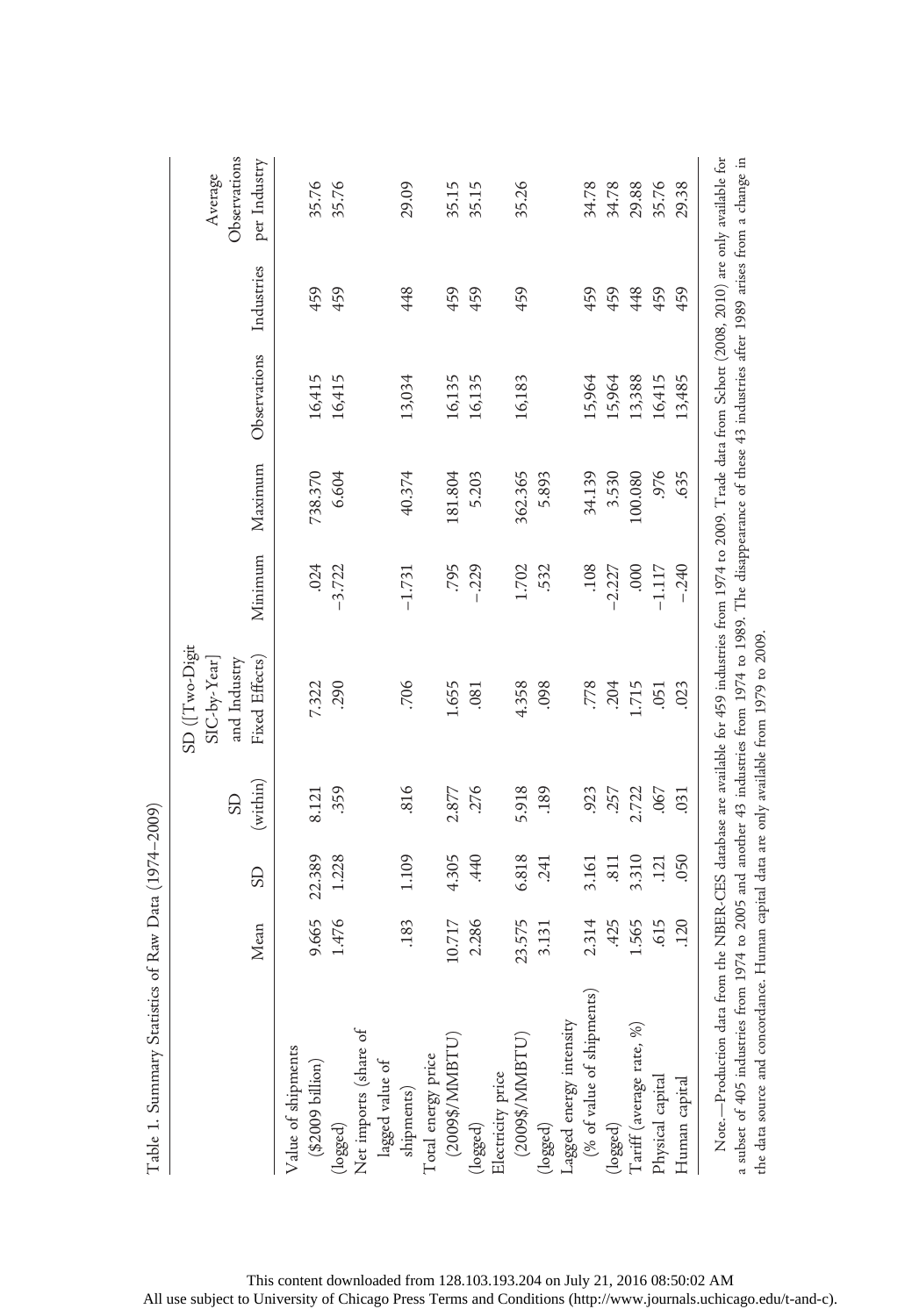Table 1. Summary Statistics of Raw Data (1974–2009)

| | Mean | SD | SD (within) | SD ([Two-Digit SIC-by-Year] and Industry Fixed Effects) | Minimum | Maximum | Observations | Industries | Average Observations per Industry |
|---|---|---|---|---|---|---|---|---|---|
| Value of shipments ($2009 billion) | 9.665 | 22.389 | 8.121 | 7.322 | .024 | 738.370 | 16,415 | 459 | 35.76 |
| (logged) | 1.476 | 1.228 | .359 | .290 | −3.722 | 6.604 | 16,415 | 459 | 35.76 |
| Net imports (share of lagged value of shipments) | .183 | 1.109 | .816 | .706 | −1.731 | 40.374 | 13,034 | 448 | 29.09 |
| Total energy price (2009$/MMBTU) | 10.717 | 4.305 | 2.877 | 1.655 | .795 | 181.804 | 16,135 | 459 | 35.15 |
| (logged) | 2.286 | .440 | .276 | .081 | −.229 | 5.203 | 16,135 | 459 | 35.15 |
| Electricity price (2009$/MMBTU) | 23.575 | 6.818 | 5.918 | 4.358 | 1.702 | 362.365 | 16,183 | 459 | 35.26 |
| (logged) | 3.131 | .241 | .189 | .098 | .532 | 5.893 | | | |
| Lagged energy intensity (% of value of shipments) | 2.314 | 3.161 | .923 | .778 | .108 | 34.139 | 15,964 | 459 | 34.78 |
| (logged) | .425 | .811 | .257 | .204 | −2.227 | 3.530 | 15,964 | 459 | 34.78 |
| Tariff (average rate, %) | 1.565 | 3.310 | 2.722 | 1.715 | .000 | 100.080 | 13,388 | 448 | 29.88 |
| Physical capital | .615 | .121 | .067 | .051 | −1.117 | .976 | 16,415 | 459 | 35.76 |
| Human capital | .120 | .050 | .031 | .023 | −.240 | .635 | 13,485 | 459 | 29.38 |

Note.—Production data from the NBER-CES database are available for 459 industries from 1974 to 2009. Trade data from Schott (2008, 2010) are only available for a subset of 405 industries from 1974 to 2005 and another 43 industries from 1974 to 1989. The disappearance of these 43 industries after 1989 arises from a change in the data source and concordance. Human capital data are only available from 1979 to 2009.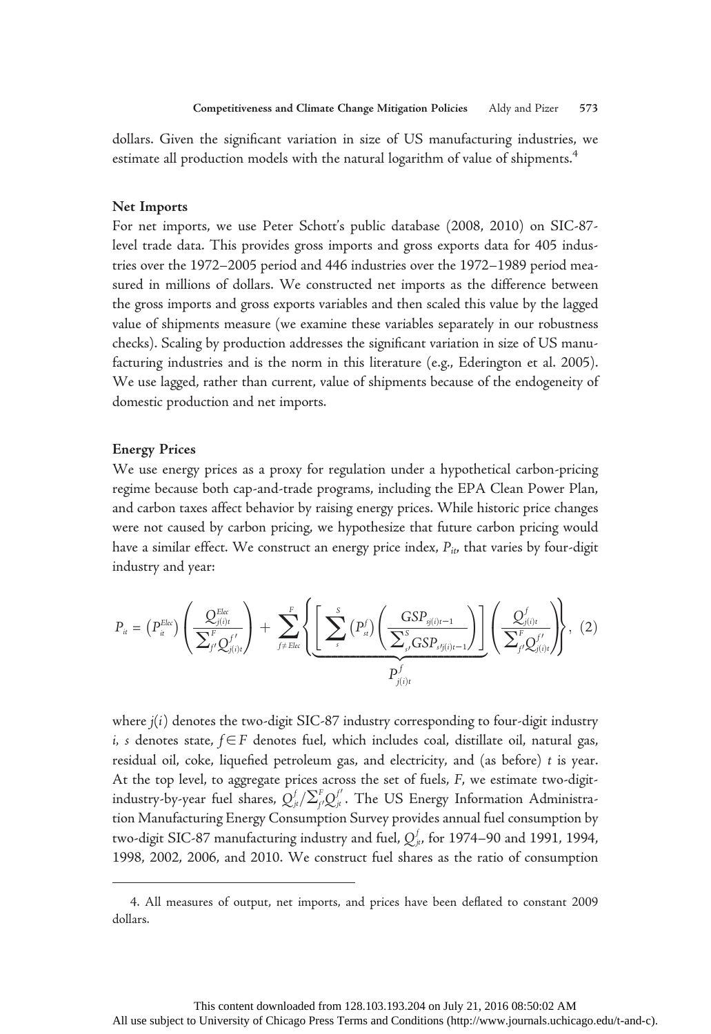dollars. Given the significant variation in size of US manufacturing industries, we estimate all production models with the natural logarithm of value of shipments.[4]

### Net Imports

For net imports, we use Peter Schott's public database (2008, 2010) on SIC-87-level trade data. This provides gross imports and gross exports data for 405 industries over the 1972–2005 period and 446 industries over the 1972–1989 period measured in millions of dollars. We constructed net imports as the difference between the gross imports and gross exports variables and then scaled this value by the lagged value of shipments measure (we examine these variables separately in our robustness checks). Scaling by production addresses the significant variation in size of US manufacturing industries and is the norm in this literature (e.g., Ederington et al. 2005). We use lagged, rather than current, value of shipments because of the endogeneity of domestic production and net imports.

### Energy Prices

We use energy prices as a proxy for regulation under a hypothetical carbon-pricing regime because both cap-and-trade programs, including the EPA Clean Power Plan, and carbon taxes affect behavior by raising energy prices. While historic price changes were not caused by carbon pricing, we hypothesize that future carbon pricing would have a similar effect. We construct an energy price index, $P_{it}$, that varies by four-digit industry and year:

$$P_{it} = \left(P_{it}^{Elec}\right)\left(\frac{Q_{j(i)t}^{Elec}}{\sum_{f'}^{F} Q_{j(i)t}^{f'}}\right) + \sum_{f \neq Elec}^{F}\left\{\underbrace{\left[\sum_{s}^{S}\left(P_{st}^{f}\right)\left(\frac{GSP_{sj(i)t-1}}{\sum_{s'}^{S} GSP_{s'j(i)t-1}}\right)\right]}_{P_{j(i)t}^{f}}\left(\frac{Q_{j(i)t}^{f}}{\sum_{f'}^{F} Q_{j(i)t}^{f'}}\right)\right\}, \quad (2)$$

where $j(i)$ denotes the two-digit SIC-87 industry corresponding to four-digit industry $i$, $s$ denotes state, $f \in F$ denotes fuel, which includes coal, distillate oil, natural gas, residual oil, coke, liquefied petroleum gas, and electricity, and (as before) $t$ is year. At the top level, to aggregate prices across the set of fuels, $F$, we estimate two-digit-industry-by-year fuel shares, $Q_{jt}^{f}/\sum_{f'}^{F} Q_{jt}^{f'}$. The US Energy Information Administration Manufacturing Energy Consumption Survey provides annual fuel consumption by two-digit SIC-87 manufacturing industry and fuel, $Q_{jt}^{f}$, for 1974–90 and 1991, 1994, 1998, 2002, 2006, and 2010. We construct fuel shares as the ratio of consumption

---

4. All measures of output, net imports, and prices have been deflated to constant 2009 dollars.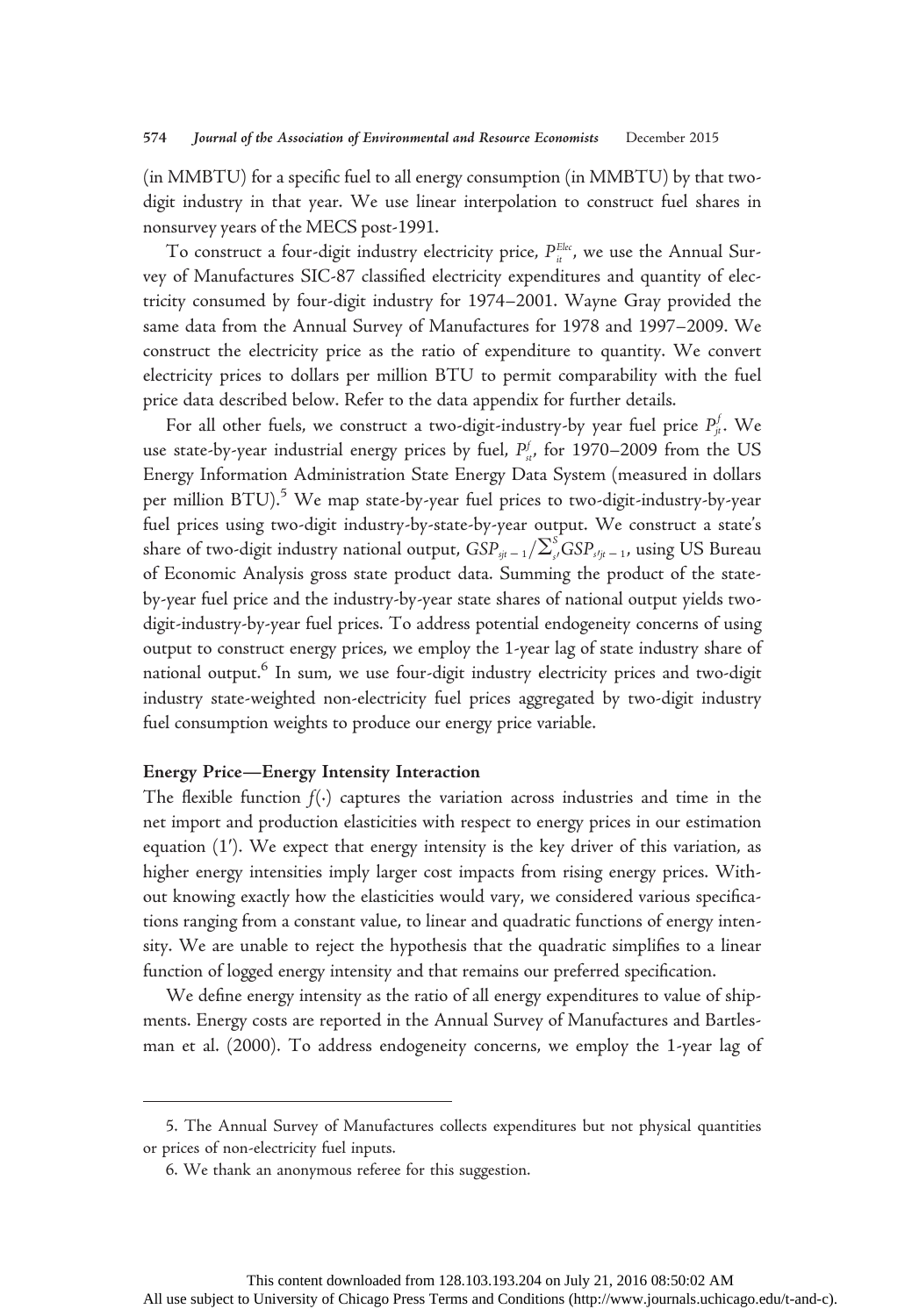(in MMBTU) for a specific fuel to all energy consumption (in MMBTU) by that two-digit industry in that year. We use linear interpolation to construct fuel shares in nonsurvey years of the MECS post-1991.

To construct a four-digit industry electricity price, $P_{it}^{Elec}$, we use the Annual Survey of Manufactures SIC-87 classified electricity expenditures and quantity of electricity consumed by four-digit industry for 1974–2001. Wayne Gray provided the same data from the Annual Survey of Manufactures for 1978 and 1997–2009. We construct the electricity price as the ratio of expenditure to quantity. We convert electricity prices to dollars per million BTU to permit comparability with the fuel price data described below. Refer to the data appendix for further details.

For all other fuels, we construct a two-digit-industry-by year fuel price $P_{jt}^{f}$. We use state-by-year industrial energy prices by fuel, $P_{st}^{f}$, for 1970–2009 from the US Energy Information Administration State Energy Data System (measured in dollars per million BTU).[5] We map state-by-year fuel prices to two-digit-industry-by-year fuel prices using two-digit industry-by-state-by-year output. We construct a state's share of two-digit industry national output, $GSP_{sjt-1}/\sum_{s'}^{S} GSP_{s'jt-1}$, using US Bureau of Economic Analysis gross state product data. Summing the product of the state-by-year fuel price and the industry-by-year state shares of national output yields two-digit-industry-by-year fuel prices. To address potential endogeneity concerns of using output to construct energy prices, we employ the 1-year lag of state industry share of national output.[6] In sum, we use four-digit industry electricity prices and two-digit industry state-weighted non-electricity fuel prices aggregated by two-digit industry fuel consumption weights to produce our energy price variable.

**Energy Price—Energy Intensity Interaction**

The flexible function $f(\cdot)$ captures the variation across industries and time in the net import and production elasticities with respect to energy prices in our estimation equation (1′). We expect that energy intensity is the key driver of this variation, as higher energy intensities imply larger cost impacts from rising energy prices. Without knowing exactly how the elasticities would vary, we considered various specifications ranging from a constant value, to linear and quadratic functions of energy intensity. We are unable to reject the hypothesis that the quadratic simplifies to a linear function of logged energy intensity and that remains our preferred specification.

We define energy intensity as the ratio of all energy expenditures to value of shipments. Energy costs are reported in the Annual Survey of Manufactures and Bartlesman et al. (2000). To address endogeneity concerns, we employ the 1-year lag of

5. The Annual Survey of Manufactures collects expenditures but not physical quantities or prices of non-electricity fuel inputs.

6. We thank an anonymous referee for this suggestion.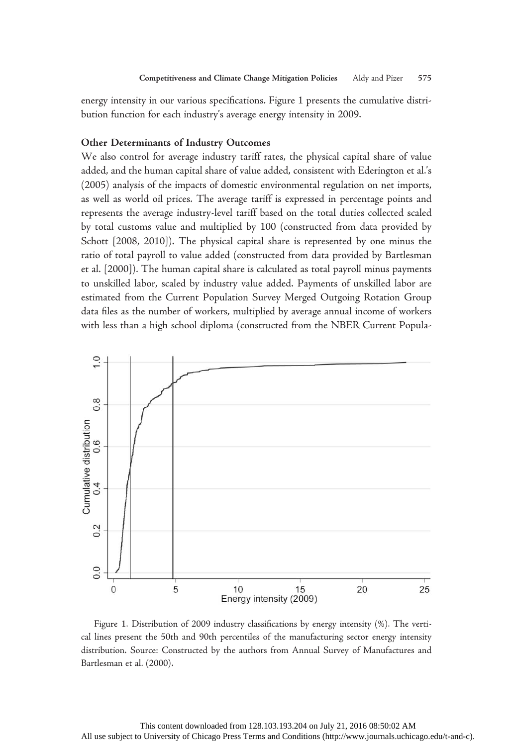energy intensity in our various specifications. Figure 1 presents the cumulative distribution function for each industry's average energy intensity in 2009.

### Other Determinants of Industry Outcomes

We also control for average industry tariff rates, the physical capital share of value added, and the human capital share of value added, consistent with Ederington et al.'s (2005) analysis of the impacts of domestic environmental regulation on net imports, as well as world oil prices. The average tariff is expressed in percentage points and represents the average industry-level tariff based on the total duties collected scaled by total customs value and multiplied by 100 (constructed from data provided by Schott [2008, 2010]). The physical capital share is represented by one minus the ratio of total payroll to value added (constructed from data provided by Bartlesman et al. [2000]). The human capital share is calculated as total payroll minus payments to unskilled labor, scaled by industry value added. Payments of unskilled labor are estimated from the Current Population Survey Merged Outgoing Rotation Group data files as the number of workers, multiplied by average annual income of workers with less than a high school diploma (constructed from the NBER Current Popula-

Figure 1. Distribution of 2009 industry classifications by energy intensity (%). The vertical lines present the 50th and 90th percentiles of the manufacturing sector energy intensity distribution. Source: Constructed by the authors from Annual Survey of Manufactures and Bartlesman et al. (2000).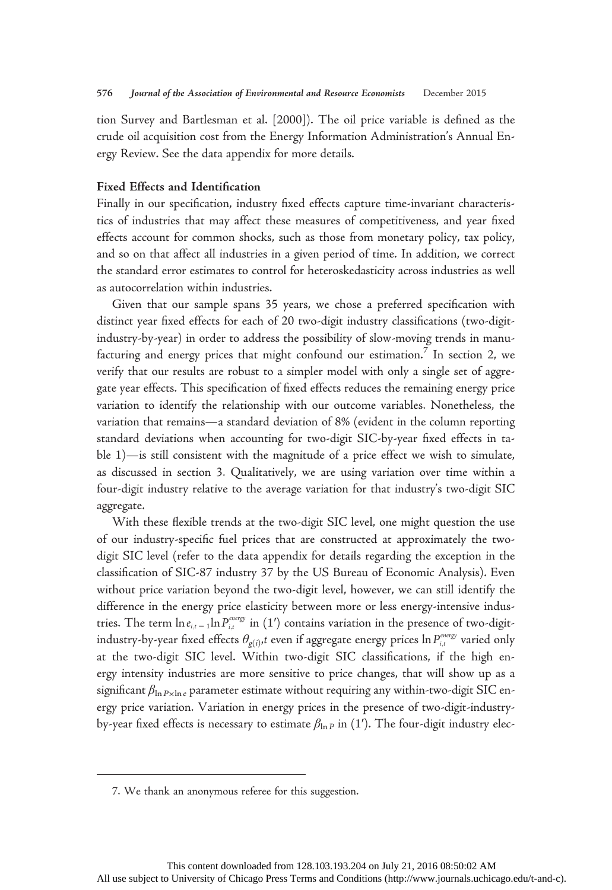tion Survey and Bartlesman et al. [2000]). The oil price variable is defined as the crude oil acquisition cost from the Energy Information Administration's Annual Energy Review. See the data appendix for more details.

**Fixed Effects and Identification**

Finally in our specification, industry fixed effects capture time-invariant characteristics of industries that may affect these measures of competitiveness, and year fixed effects account for common shocks, such as those from monetary policy, tax policy, and so on that affect all industries in a given period of time. In addition, we correct the standard error estimates to control for heteroskedasticity across industries as well as autocorrelation within industries.

Given that our sample spans 35 years, we chose a preferred specification with distinct year fixed effects for each of 20 two-digit industry classifications (two-digit-industry-by-year) in order to address the possibility of slow-moving trends in manufacturing and energy prices that might confound our estimation.[7] In section 2, we verify that our results are robust to a simpler model with only a single set of aggregate year effects. This specification of fixed effects reduces the remaining energy price variation to identify the relationship with our outcome variables. Nonetheless, the variation that remains—a standard deviation of 8% (evident in the column reporting standard deviations when accounting for two-digit SIC-by-year fixed effects in table 1)—is still consistent with the magnitude of a price effect we wish to simulate, as discussed in section 3. Qualitatively, we are using variation over time within a four-digit industry relative to the average variation for that industry's two-digit SIC aggregate.

With these flexible trends at the two-digit SIC level, one might question the use of our industry-specific fuel prices that are constructed at approximately the two-digit SIC level (refer to the data appendix for details regarding the exception in the classification of SIC-87 industry 37 by the US Bureau of Economic Analysis). Even without price variation beyond the two-digit level, however, we can still identify the difference in the energy price elasticity between more or less energy-intensive industries. The term $\ln e_{i,t-1} \ln P_{i,t}^{energy}$ in (1′) contains variation in the presence of two-digit-industry-by-year fixed effects $\theta_{g(i),t}$ even if aggregate energy prices $\ln P_{i,t}^{energy}$ varied only at the two-digit SIC level. Within two-digit SIC classifications, if the high energy intensity industries are more sensitive to price changes, that will show up as a significant $\beta_{\ln P \times \ln e}$ parameter estimate without requiring any within-two-digit SIC energy price variation. Variation in energy prices in the presence of two-digit-industry-by-year fixed effects is necessary to estimate $\beta_{\ln P}$ in (1′). The four-digit industry elec-

7. We thank an anonymous referee for this suggestion.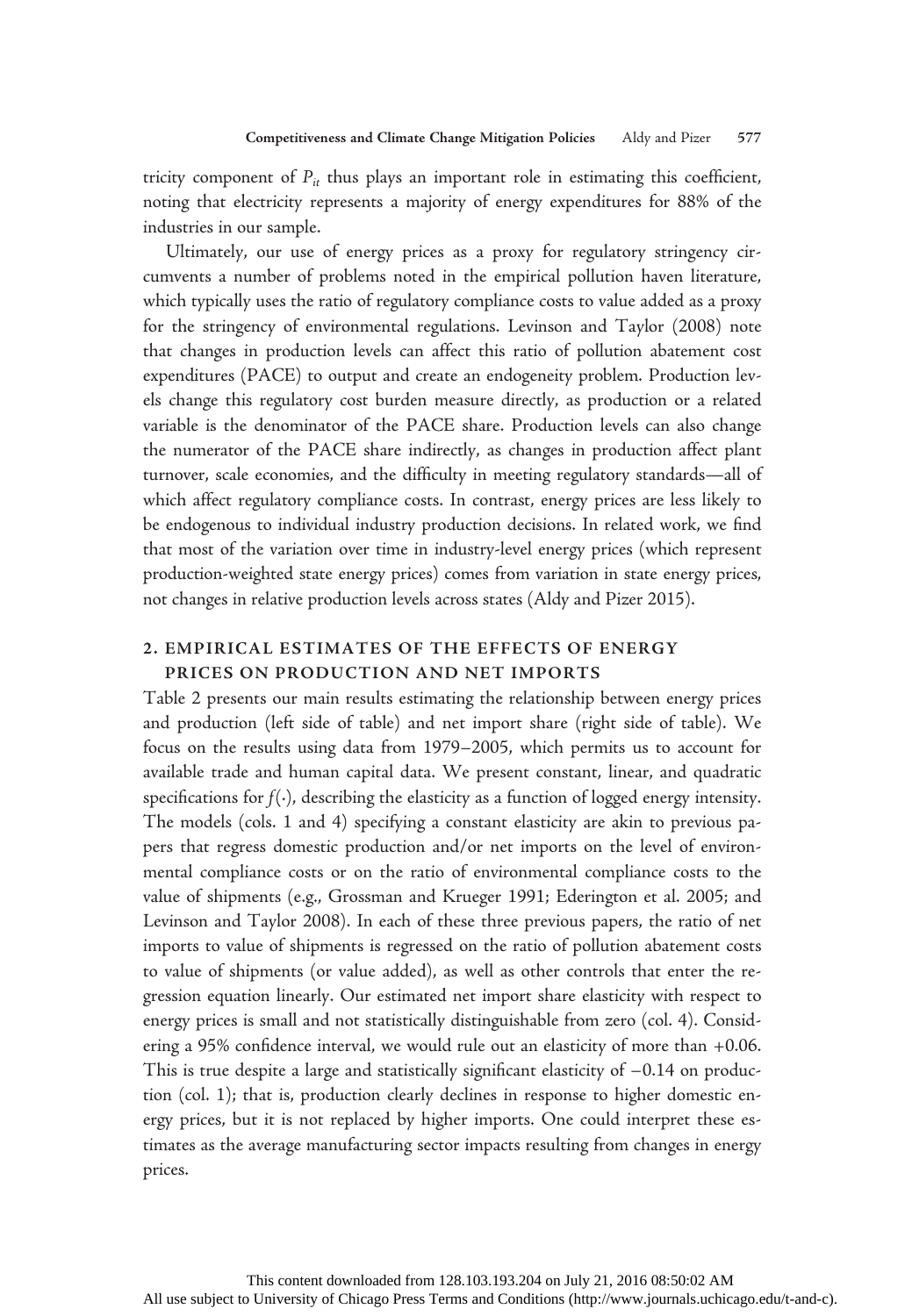tricity component of $P_{it}$ thus plays an important role in estimating this coefficient, noting that electricity represents a majority of energy expenditures for 88% of the industries in our sample.

Ultimately, our use of energy prices as a proxy for regulatory stringency circumvents a number of problems noted in the empirical pollution haven literature, which typically uses the ratio of regulatory compliance costs to value added as a proxy for the stringency of environmental regulations. Levinson and Taylor (2008) note that changes in production levels can affect this ratio of pollution abatement cost expenditures (PACE) to output and create an endogeneity problem. Production levels change this regulatory cost burden measure directly, as production or a related variable is the denominator of the PACE share. Production levels can also change the numerator of the PACE share indirectly, as changes in production affect plant turnover, scale economies, and the difficulty in meeting regulatory standards—all of which affect regulatory compliance costs. In contrast, energy prices are less likely to be endogenous to individual industry production decisions. In related work, we find that most of the variation over time in industry-level energy prices (which represent production-weighted state energy prices) comes from variation in state energy prices, not changes in relative production levels across states (Aldy and Pizer 2015).

## 2. EMPIRICAL ESTIMATES OF THE EFFECTS OF ENERGY PRICES ON PRODUCTION AND NET IMPORTS

Table 2 presents our main results estimating the relationship between energy prices and production (left side of table) and net import share (right side of table). We focus on the results using data from 1979–2005, which permits us to account for available trade and human capital data. We present constant, linear, and quadratic specifications for $f(\cdot)$, describing the elasticity as a function of logged energy intensity. The models (cols. 1 and 4) specifying a constant elasticity are akin to previous papers that regress domestic production and/or net imports on the level of environmental compliance costs or on the ratio of environmental compliance costs to the value of shipments (e.g., Grossman and Krueger 1991; Ederington et al. 2005; and Levinson and Taylor 2008). In each of these three previous papers, the ratio of net imports to value of shipments is regressed on the ratio of pollution abatement costs to value of shipments (or value added), as well as other controls that enter the regression equation linearly. Our estimated net import share elasticity with respect to energy prices is small and not statistically distinguishable from zero (col. 4). Considering a 95% confidence interval, we would rule out an elasticity of more than +0.06. This is true despite a large and statistically significant elasticity of −0.14 on production (col. 1); that is, production clearly declines in response to higher domestic energy prices, but it is not replaced by higher imports. One could interpret these estimates as the average manufacturing sector impacts resulting from changes in energy prices.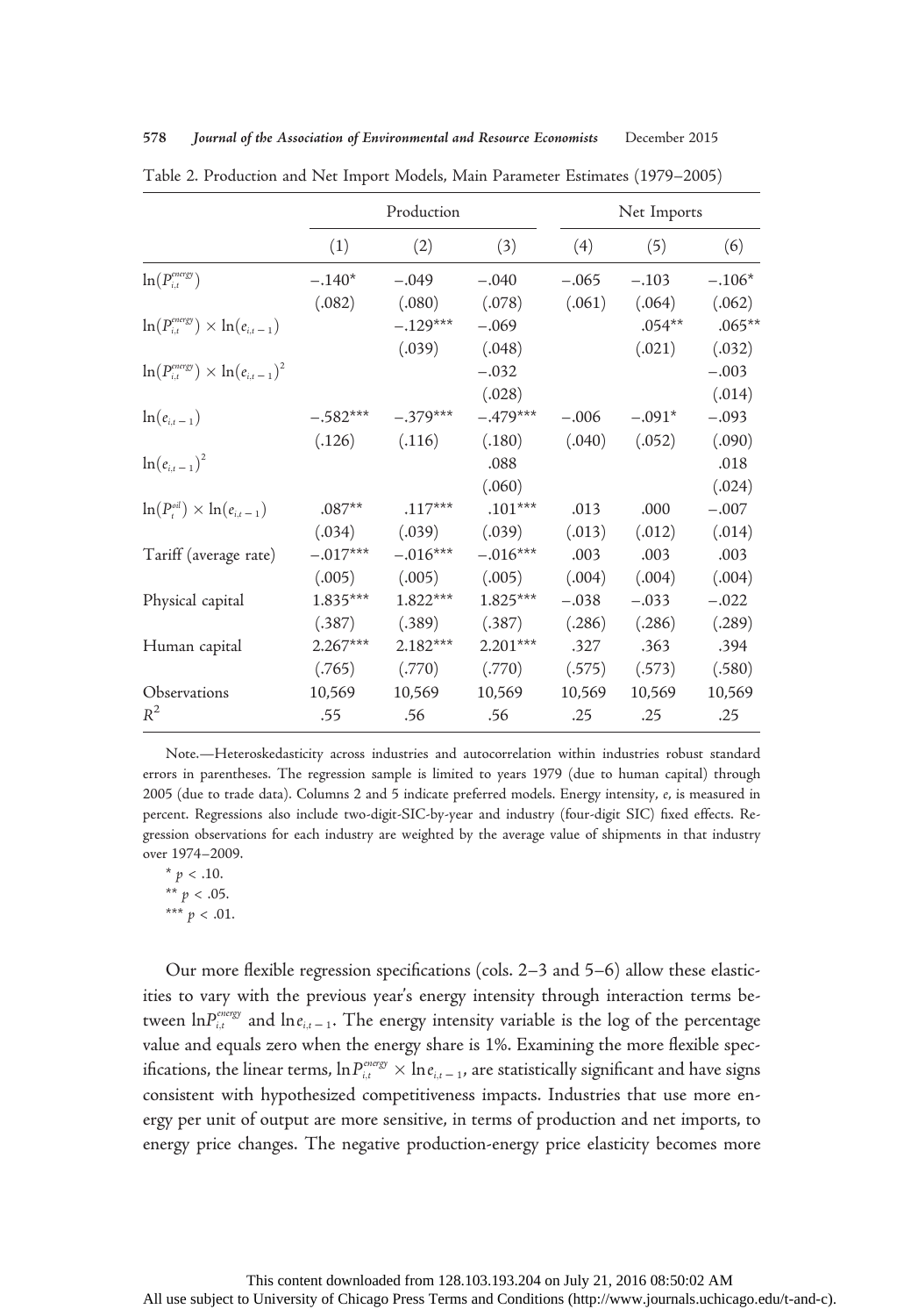Table 2. Production and Net Import Models, Main Parameter Estimates (1979–2005)

| | Production | | | Net Imports | | |
|---|---|---|---|---|---|---|
| | (1) | (2) | (3) | (4) | (5) | (6) |
| $\ln(P^{energy}_{i,t})$ | −.140* | −.049 | −.040 | −.065 | −.103 | −.106* |
| | (.082) | (.080) | (.078) | (.061) | (.064) | (.062) |
| $\ln(P^{energy}_{i,t}) \times \ln(e_{i,t-1})$ | | −.129*** | −.069 | | .054** | .065** |
| | | (.039) | (.048) | | (.021) | (.032) |
| $\ln(P^{energy}_{i,t}) \times \ln(e_{i,t-1})^2$ | | | −.032 | | | −.003 |
| | | | (.028) | | | (.014) |
| $\ln(e_{i,t-1})$ | −.582*** | −.379*** | −.479*** | −.006 | −.091* | −.093 |
| | (.126) | (.116) | (.180) | (.040) | (.052) | (.090) |
| $\ln(e_{i,t-1})^2$ | | | .088 | | | .018 |
| | | | (.060) | | | (.024) |
| $\ln(P^{oil}_{t}) \times \ln(e_{i,t-1})$ | .087** | .117*** | .101*** | .013 | .000 | −.007 |
| | (.034) | (.039) | (.039) | (.013) | (.012) | (.014) |
| Tariff (average rate) | −.017*** | −.016*** | −.016*** | .003 | .003 | .003 |
| | (.005) | (.005) | (.005) | (.004) | (.004) | (.004) |
| Physical capital | 1.835*** | 1.822*** | 1.825*** | −.038 | −.033 | −.022 |
| | (.387) | (.389) | (.387) | (.286) | (.286) | (.289) |
| Human capital | 2.267*** | 2.182*** | 2.201*** | .327 | .363 | .394 |
| | (.765) | (.770) | (.770) | (.575) | (.573) | (.580) |
| Observations | 10,569 | 10,569 | 10,569 | 10,569 | 10,569 | 10,569 |
| $R^2$ | .55 | .56 | .56 | .25 | .25 | .25 |

Note.—Heteroskedasticity across industries and autocorrelation within industries robust standard errors in parentheses. The regression sample is limited to years 1979 (due to human capital) through 2005 (due to trade data). Columns 2 and 5 indicate preferred models. Energy intensity, $e$, is measured in percent. Regressions also include two-digit-SIC-by-year and industry (four-digit SIC) fixed effects. Regression observations for each industry are weighted by the average value of shipments in that industry over 1974–2009.

* $p < .10$.
** $p < .05$.
*** $p < .01$.

Our more flexible regression specifications (cols. 2–3 and 5–6) allow these elasticities to vary with the previous year's energy intensity through interaction terms between $\ln P^{energy}_{i,t}$ and $\ln e_{i,t-1}$. The energy intensity variable is the log of the percentage value and equals zero when the energy share is 1%. Examining the more flexible specifications, the linear terms, $\ln P^{energy}_{i,t} \times \ln e_{i,t-1}$, are statistically significant and have signs consistent with hypothesized competitiveness impacts. Industries that use more energy per unit of output are more sensitive, in terms of production and net imports, to energy price changes. The negative production-energy price elasticity becomes more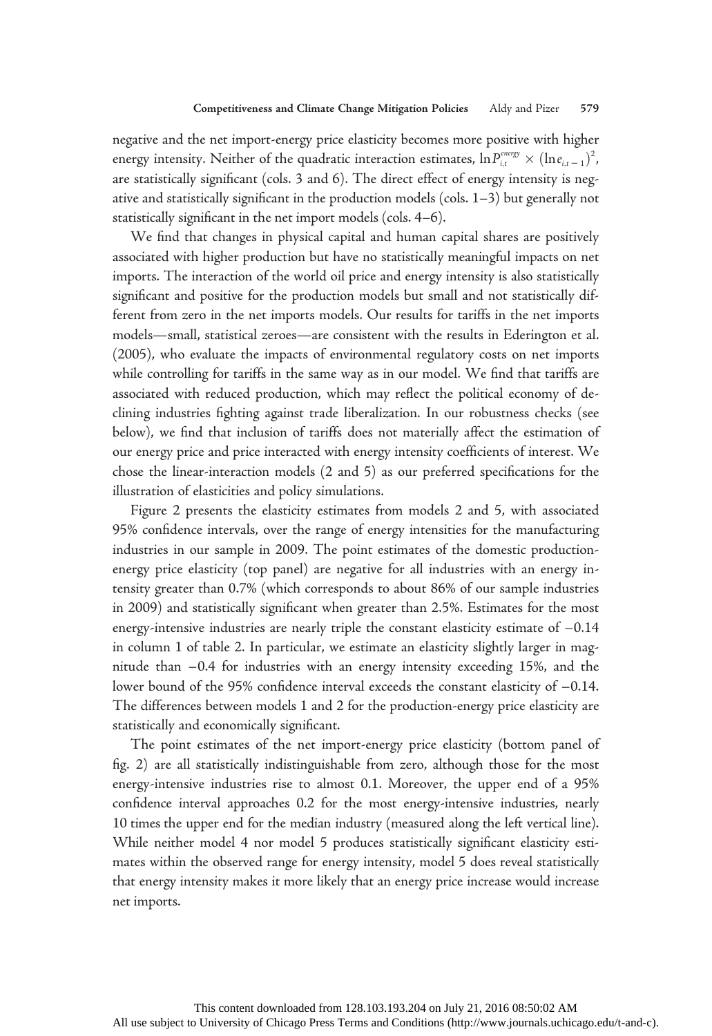negative and the net import-energy price elasticity becomes more positive with higher energy intensity. Neither of the quadratic interaction estimates, $\ln P_{i,t}^{energy} \times (\ln e_{i,t-1})^2$, are statistically significant (cols. 3 and 6). The direct effect of energy intensity is negative and statistically significant in the production models (cols. 1–3) but generally not statistically significant in the net import models (cols. 4–6).

We find that changes in physical capital and human capital shares are positively associated with higher production but have no statistically meaningful impacts on net imports. The interaction of the world oil price and energy intensity is also statistically significant and positive for the production models but small and not statistically different from zero in the net imports models. Our results for tariffs in the net imports models—small, statistical zeroes—are consistent with the results in Ederington et al. (2005), who evaluate the impacts of environmental regulatory costs on net imports while controlling for tariffs in the same way as in our model. We find that tariffs are associated with reduced production, which may reflect the political economy of declining industries fighting against trade liberalization. In our robustness checks (see below), we find that inclusion of tariffs does not materially affect the estimation of our energy price and price interacted with energy intensity coefficients of interest. We chose the linear-interaction models (2 and 5) as our preferred specifications for the illustration of elasticities and policy simulations.

Figure 2 presents the elasticity estimates from models 2 and 5, with associated 95% confidence intervals, over the range of energy intensities for the manufacturing industries in our sample in 2009. The point estimates of the domestic production-energy price elasticity (top panel) are negative for all industries with an energy intensity greater than 0.7% (which corresponds to about 86% of our sample industries in 2009) and statistically significant when greater than 2.5%. Estimates for the most energy-intensive industries are nearly triple the constant elasticity estimate of −0.14 in column 1 of table 2. In particular, we estimate an elasticity slightly larger in magnitude than −0.4 for industries with an energy intensity exceeding 15%, and the lower bound of the 95% confidence interval exceeds the constant elasticity of −0.14. The differences between models 1 and 2 for the production-energy price elasticity are statistically and economically significant.

The point estimates of the net import-energy price elasticity (bottom panel of fig. 2) are all statistically indistinguishable from zero, although those for the most energy-intensive industries rise to almost 0.1. Moreover, the upper end of a 95% confidence interval approaches 0.2 for the most energy-intensive industries, nearly 10 times the upper end for the median industry (measured along the left vertical line). While neither model 4 nor model 5 produces statistically significant elasticity estimates within the observed range for energy intensity, model 5 does reveal statistically that energy intensity makes it more likely that an energy price increase would increase net imports.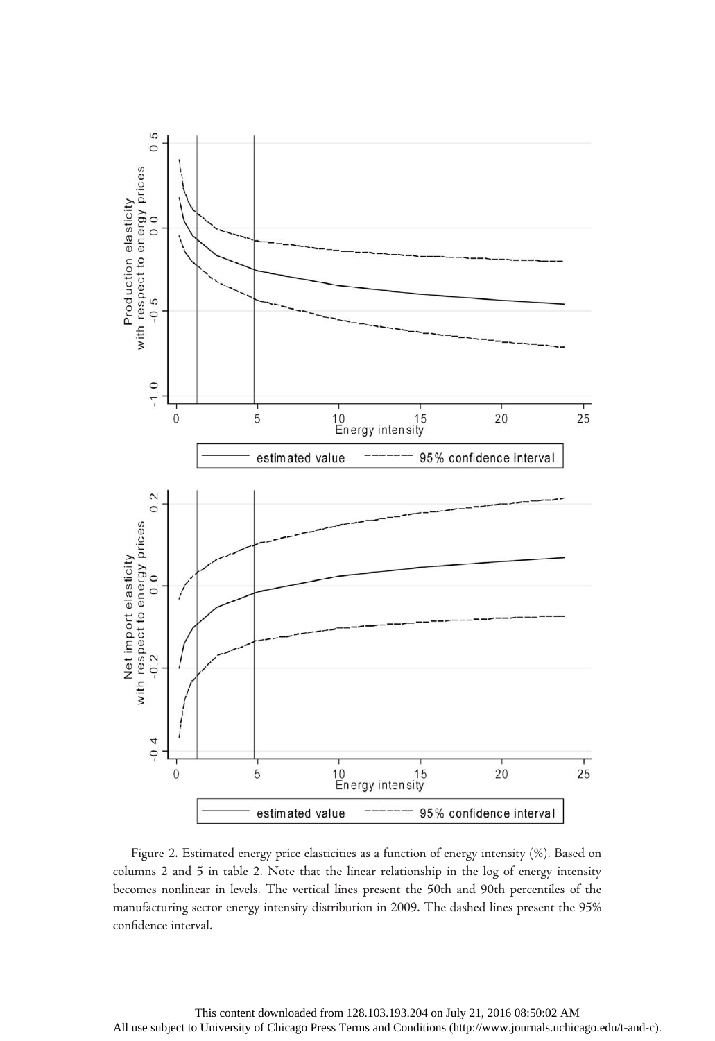Figure 2. Estimated energy price elasticities as a function of energy intensity (%). Based on columns 2 and 5 in table 2. Note that the linear relationship in the log of energy intensity becomes nonlinear in levels. The vertical lines present the 50th and 90th percentiles of the manufacturing sector energy intensity distribution in 2009. The dashed lines present the 95% confidence interval.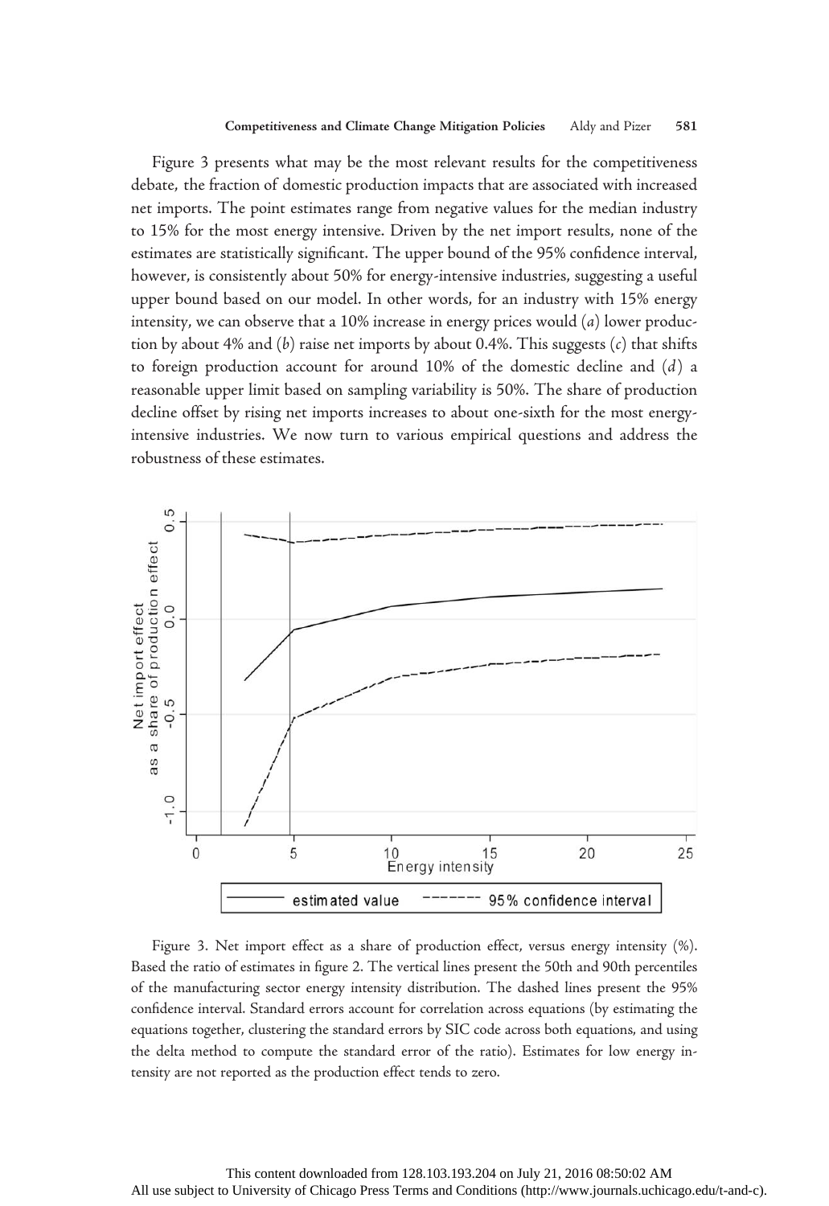Figure 3 presents what may be the most relevant results for the competitiveness debate, the fraction of domestic production impacts that are associated with increased net imports. The point estimates range from negative values for the median industry to 15% for the most energy intensive. Driven by the net import results, none of the estimates are statistically significant. The upper bound of the 95% confidence interval, however, is consistently about 50% for energy-intensive industries, suggesting a useful upper bound based on our model. In other words, for an industry with 15% energy intensity, we can observe that a 10% increase in energy prices would (*a*) lower production by about 4% and (*b*) raise net imports by about 0.4%. This suggests (*c*) that shifts to foreign production account for around 10% of the domestic decline and (*d*) a reasonable upper limit based on sampling variability is 50%. The share of production decline offset by rising net imports increases to about one-sixth for the most energy-intensive industries. We now turn to various empirical questions and address the robustness of these estimates.

Figure 3. Net import effect as a share of production effect, versus energy intensity (%). Based the ratio of estimates in figure 2. The vertical lines present the 50th and 90th percentiles of the manufacturing sector energy intensity distribution. The dashed lines present the 95% confidence interval. Standard errors account for correlation across equations (by estimating the equations together, clustering the standard errors by SIC code across both equations, and using the delta method to compute the standard error of the ratio). Estimates for low energy intensity are not reported as the production effect tends to zero.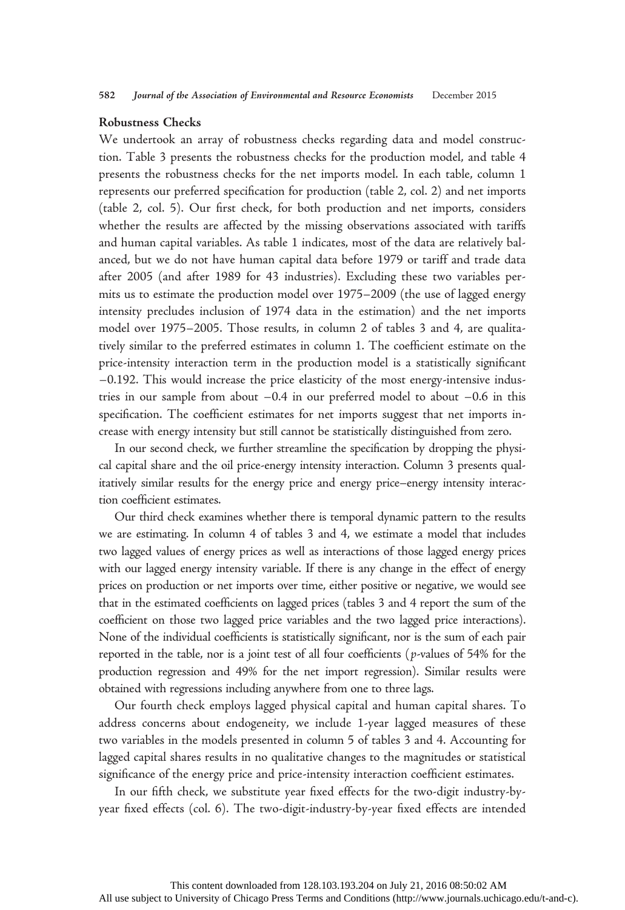## Robustness Checks

We undertook an array of robustness checks regarding data and model construction. Table 3 presents the robustness checks for the production model, and table 4 presents the robustness checks for the net imports model. In each table, column 1 represents our preferred specification for production (table 2, col. 2) and net imports (table 2, col. 5). Our first check, for both production and net imports, considers whether the results are affected by the missing observations associated with tariffs and human capital variables. As table 1 indicates, most of the data are relatively balanced, but we do not have human capital data before 1979 or tariff and trade data after 2005 (and after 1989 for 43 industries). Excluding these two variables permits us to estimate the production model over 1975–2009 (the use of lagged energy intensity precludes inclusion of 1974 data in the estimation) and the net imports model over 1975–2005. Those results, in column 2 of tables 3 and 4, are qualitatively similar to the preferred estimates in column 1. The coefficient estimate on the price-intensity interaction term in the production model is a statistically significant −0.192. This would increase the price elasticity of the most energy-intensive industries in our sample from about −0.4 in our preferred model to about −0.6 in this specification. The coefficient estimates for net imports suggest that net imports increase with energy intensity but still cannot be statistically distinguished from zero.

In our second check, we further streamline the specification by dropping the physical capital share and the oil price-energy intensity interaction. Column 3 presents qualitatively similar results for the energy price and energy price–energy intensity interaction coefficient estimates.

Our third check examines whether there is temporal dynamic pattern to the results we are estimating. In column 4 of tables 3 and 4, we estimate a model that includes two lagged values of energy prices as well as interactions of those lagged energy prices with our lagged energy intensity variable. If there is any change in the effect of energy prices on production or net imports over time, either positive or negative, we would see that in the estimated coefficients on lagged prices (tables 3 and 4 report the sum of the coefficient on those two lagged price variables and the two lagged price interactions). None of the individual coefficients is statistically significant, nor is the sum of each pair reported in the table, nor is a joint test of all four coefficients ($p$-values of 54% for the production regression and 49% for the net import regression). Similar results were obtained with regressions including anywhere from one to three lags.

Our fourth check employs lagged physical capital and human capital shares. To address concerns about endogeneity, we include 1-year lagged measures of these two variables in the models presented in column 5 of tables 3 and 4. Accounting for lagged capital shares results in no qualitative changes to the magnitudes or statistical significance of the energy price and price-intensity interaction coefficient estimates.

In our fifth check, we substitute year fixed effects for the two-digit industry-by-year fixed effects (col. 6). The two-digit-industry-by-year fixed effects are intended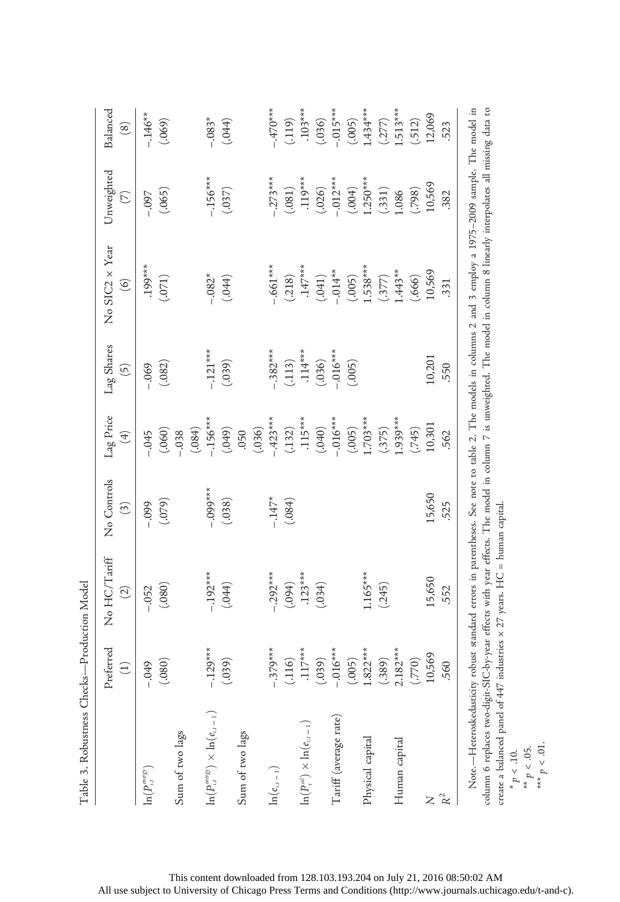Table 3. Robustness Checks—Production Model

| | Preferred (1) | No HC/Tariff (2) | No Controls (3) | Lag Price (4) | Lag Shares (5) | No SIC2 × Year (6) | Unweighted (7) | Balanced (8) |
|---|---|---|---|---|---|---|---|---|
| $\ln(P^{energy}_{i,t})$ | −.049 | −.052 | −.099 | −.045 | −.069 | .199*** | −.097 | −.146** |
| | (.080) | (.080) | (.079) | (.060) | (.082) | (.071) | (.065) | (.069) |
| Sum of two lags | | | | −.038 | | | | |
| | | | | (.084) | | | | |
| $\ln(P^{energy}_{i,t}) \times \ln(e_{i,t-1})$ | −.129*** | −.192*** | −.099*** | −.156*** | −.121*** | −.082* | −.156*** | −.083* |
| | (.039) | (.044) | (.038) | (.049) | (.039) | (.044) | (.037) | (.044) |
| Sum of two lags | | | | .050 | | | | |
| | | | | (.036) | | | | |
| $\ln(e_{i,t-1})$ | −.379*** | −.292*** | −.147* | −.423*** | −.382*** | −.661*** | −.273*** | −.470*** |
| | (.116) | (.094) | (.084) | (.132) | (.113) | (.218) | (.081) | (.119) |
| $\ln(P^{oil}_{t}) \times \ln(e_{i,t-1})$ | .117*** | .123*** | | .115*** | .114*** | .147*** | .119*** | .103*** |
| | (.039) | (.034) | | (.040) | (.036) | (.041) | (.026) | (.036) |
| Tariff (average rate) | −.016*** | | | −.016*** | −.016*** | −.014** | −.012*** | −.015*** |
| | (.005) | | | (.005) | (.005) | (.005) | (.004) | (.005) |
| Physical capital | 1.822*** | 1.165*** | | 1.703*** | | 1.538*** | 1.250*** | 1.434*** |
| | (.389) | (.245) | | (.375) | | (.377) | (.331) | (.277) |
| Human capital | 2.182*** | | | 1.939*** | | 1.443** | 1.086 | 1.513*** |
| | (.770) | | | (.745) | | (.666) | (.798) | (.512) |
| $N$ | 10,569 | 15,650 | 15,650 | 10,301 | 10,201 | 10,569 | 10,569 | 12,069 |
| $R^2$ | .560 | .552 | .525 | .562 | .550 | .331 | .382 | .523 |

Note.—Heteroskedasticity robust standard errors in parentheses. See note to table 2. The models in columns 2 and 3 employ a 1975–2009 sample. The model in column 6 replaces two-digit-SIC-by-year effects with year effects. The model in column 7 is unweighted. The model in column 8 linearly interpolates all missing data to create a balanced panel of 447 industries × 27 years. HC = human capital.

\* $p < .10$.
\*\* $p < .05$.
\*\*\* $p < .01$.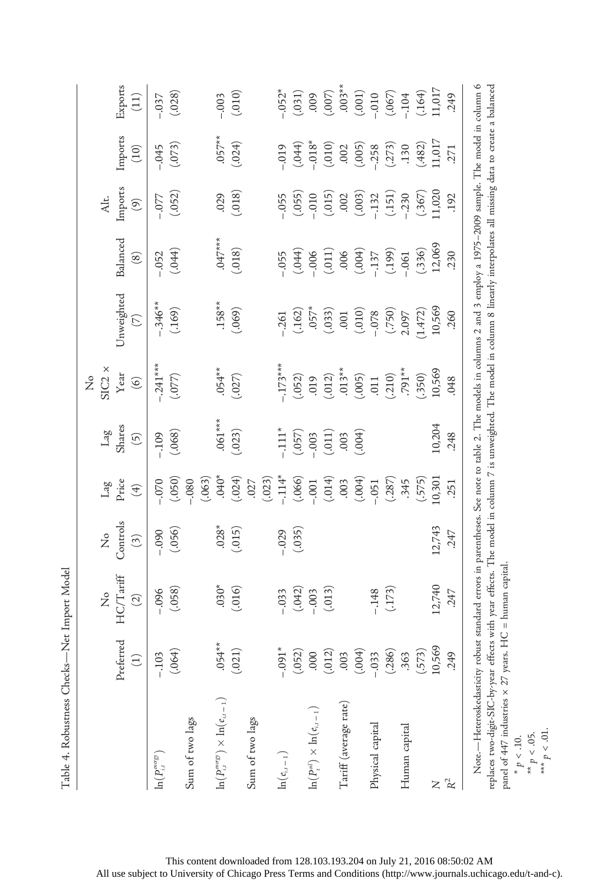Table 4. Robustness Checks—Net Import Model

| | Preferred (1) | No HC/Tariff (2) | No Controls (3) | Lag Price (4) | Lag Shares (5) | No SIC2 × Year (6) | Unweighted (7) | Balanced (8) | Alt. Imports (9) | Imports (10) | Exports (11) |
|---|---|---|---|---|---|---|---|---|---|---|---|
| $\ln(P^{energy}_{i,t})$ | -.103 | -.096 | -.090 | -.070 | -.109 | -.241*** | -.346** | -.052 | -.077 | -.045 | -.037 |
| | (.064) | (.058) | (.056) | (.050) | (.068) | (.077) | (.169) | (.044) | (.052) | (.073) | (.028) |
| Sum of two lags | | | | -.080 | | | | | | | |
| | | | | (.063) | | | | | | | |
| $\ln(P^{energy}_{i,t}) \times \ln(e_{i,t-1})$ | .054** | .030* | .028* | .040* | .061*** | .054** | .158** | .047*** | .029 | .057** | -.003 |
| | (.021) | (.016) | (.015) | (.024) | (.023) | (.027) | (.069) | (.018) | (.018) | (.024) | (.010) |
| Sum of two lags | | | | .027 | | | | | | | |
| | | | | (.023) | | | | | | | |
| $\ln(e_{i,t-1})$ | -.091* | -.033 | -.029 | -.114* | -.111* | -.173*** | -.261 | -.055 | -.055 | -.019 | -.052* |
| | (.052) | (.042) | (.035) | (.066) | (.057) | (.052) | (.162) | (.044) | (.055) | (.044) | (.031) |
| $\ln(P^{oil}_{t}) \times \ln(e_{i,t-1})$ | .000 | -.003 | | -.001 | -.003 | .019 | .057* | -.006 | -.010 | -.018* | .009 |
| | (.012) | (.013) | | (.014) | (.011) | (.012) | (.033) | (.011) | (.015) | (.010) | (.007) |
| Tariff (average rate) | .003 | | | .003 | .003 | .013** | .001 | .006 | .002 | .002 | .003** |
| | (.004) | | | (.004) | (.004) | (.005) | (.010) | (.004) | (.003) | (.005) | (.001) |
| Physical capital | -.033 | -.148 | | -.051 | | .011 | -.078 | -.137 | -.132 | -.258 | -.010 |
| | (.286) | (.173) | | (.287) | | (.210) | (.750) | (.199) | (.151) | (.273) | (.067) |
| Human capital | .363 | | | .345 | | .791** | 2.097 | -.061 | -.230 | .130 | -.104 |
| | (.573) | | | (.575) | | (.350) | (1.472) | (.336) | (.367) | (.482) | (.164) |
| $N$ | 10,569 | 12,740 | 12,743 | 10,301 | 10,204 | 10,569 | 10,569 | 12,069 | 11,020 | 11,017 | 11,017 |
| $R^2$ | .249 | .247 | .247 | .251 | .248 | .048 | .260 | .230 | .192 | .271 | .249 |

Note.—Heteroskedasticity robust standard errors in parentheses. See note to table 2. The models in columns 2 and 3 employ a 1975–2009 sample. The model in column 6 replaces two-digit-SIC-by-year effects with year effects. The model in column 7 is unweighted. The model in column 8 linearly interpolates all missing data to create a balanced panel of 447 industries × 27 years. HC = human capital.

\* $p < .10$.
\*\* $p < .05$.
\*\*\* $p < .01$.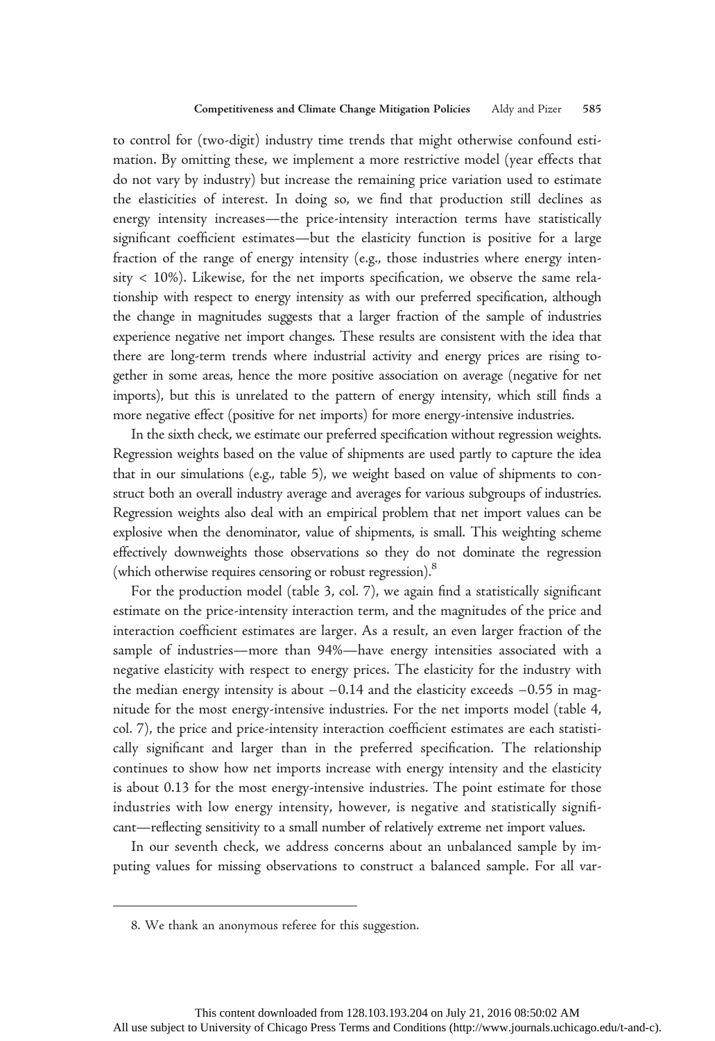to control for (two-digit) industry time trends that might otherwise confound estimation. By omitting these, we implement a more restrictive model (year effects that do not vary by industry) but increase the remaining price variation used to estimate the elasticities of interest. In doing so, we find that production still declines as energy intensity increases—the price-intensity interaction terms have statistically significant coefficient estimates—but the elasticity function is positive for a large fraction of the range of energy intensity (e.g., those industries where energy intensity < 10%). Likewise, for the net imports specification, we observe the same relationship with respect to energy intensity as with our preferred specification, although the change in magnitudes suggests that a larger fraction of the sample of industries experience negative net import changes. These results are consistent with the idea that there are long-term trends where industrial activity and energy prices are rising together in some areas, hence the more positive association on average (negative for net imports), but this is unrelated to the pattern of energy intensity, which still finds a more negative effect (positive for net imports) for more energy-intensive industries.

In the sixth check, we estimate our preferred specification without regression weights. Regression weights based on the value of shipments are used partly to capture the idea that in our simulations (e.g., table 5), we weight based on value of shipments to construct both an overall industry average and averages for various subgroups of industries. Regression weights also deal with an empirical problem that net import values can be explosive when the denominator, value of shipments, is small. This weighting scheme effectively downweights those observations so they do not dominate the regression (which otherwise requires censoring or robust regression).[8]

For the production model (table 3, col. 7), we again find a statistically significant estimate on the price-intensity interaction term, and the magnitudes of the price and interaction coefficient estimates are larger. As a result, an even larger fraction of the sample of industries—more than 94%—have energy intensities associated with a negative elasticity with respect to energy prices. The elasticity for the industry with the median energy intensity is about −0.14 and the elasticity exceeds −0.55 in magnitude for the most energy-intensive industries. For the net imports model (table 4, col. 7), the price and price-intensity interaction coefficient estimates are each statistically significant and larger than in the preferred specification. The relationship continues to show how net imports increase with energy intensity and the elasticity is about 0.13 for the most energy-intensive industries. The point estimate for those industries with low energy intensity, however, is negative and statistically significant—reflecting sensitivity to a small number of relatively extreme net import values.

In our seventh check, we address concerns about an unbalanced sample by imputing values for missing observations to construct a balanced sample. For all var-

8. We thank an anonymous referee for this suggestion.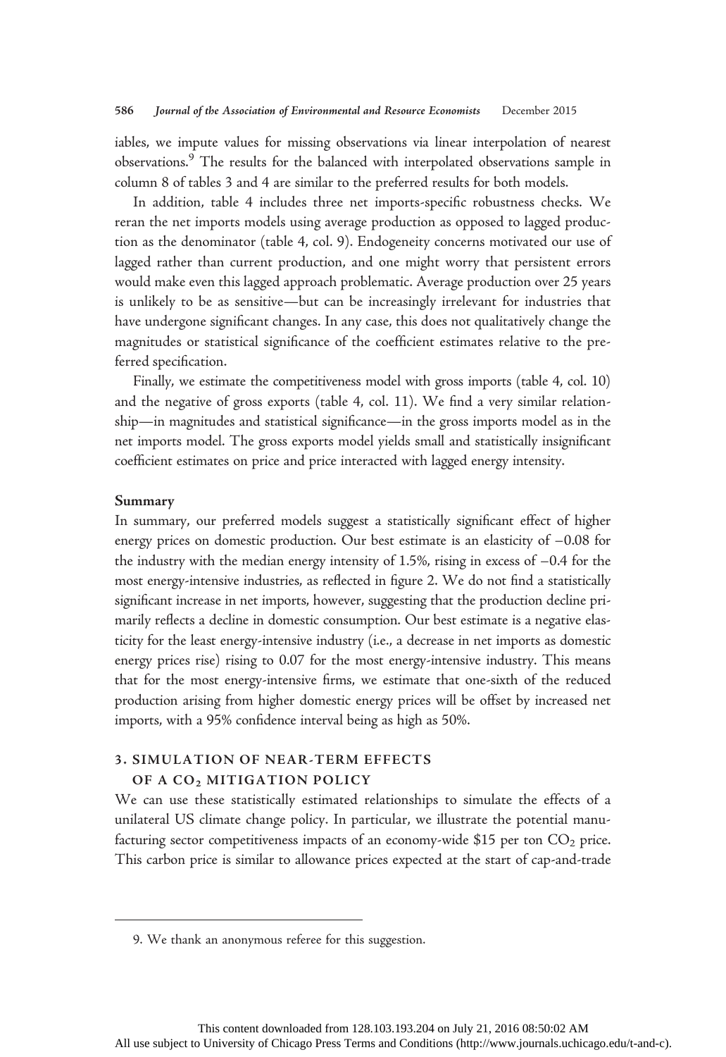iables, we impute values for missing observations via linear interpolation of nearest observations.[9] The results for the balanced with interpolated observations sample in column 8 of tables 3 and 4 are similar to the preferred results for both models.

In addition, table 4 includes three net imports-specific robustness checks. We reran the net imports models using average production as opposed to lagged production as the denominator (table 4, col. 9). Endogeneity concerns motivated our use of lagged rather than current production, and one might worry that persistent errors would make even this lagged approach problematic. Average production over 25 years is unlikely to be as sensitive—but can be increasingly irrelevant for industries that have undergone significant changes. In any case, this does not qualitatively change the magnitudes or statistical significance of the coefficient estimates relative to the preferred specification.

Finally, we estimate the competitiveness model with gross imports (table 4, col. 10) and the negative of gross exports (table 4, col. 11). We find a very similar relationship—in magnitudes and statistical significance—in the gross imports model as in the net imports model. The gross exports model yields small and statistically insignificant coefficient estimates on price and price interacted with lagged energy intensity.

**Summary**

In summary, our preferred models suggest a statistically significant effect of higher energy prices on domestic production. Our best estimate is an elasticity of −0.08 for the industry with the median energy intensity of 1.5%, rising in excess of −0.4 for the most energy-intensive industries, as reflected in figure 2. We do not find a statistically significant increase in net imports, however, suggesting that the production decline primarily reflects a decline in domestic consumption. Our best estimate is a negative elasticity for the least energy-intensive industry (i.e., a decrease in net imports as domestic energy prices rise) rising to 0.07 for the most energy-intensive industry. This means that for the most energy-intensive firms, we estimate that one-sixth of the reduced production arising from higher domestic energy prices will be offset by increased net imports, with a 95% confidence interval being as high as 50%.

## 3. SIMULATION OF NEAR-TERM EFFECTS OF A $CO_2$ MITIGATION POLICY

We can use these statistically estimated relationships to simulate the effects of a unilateral US climate change policy. In particular, we illustrate the potential manufacturing sector competitiveness impacts of an economy-wide \$15 per ton $CO_2$ price. This carbon price is similar to allowance prices expected at the start of cap-and-trade

9. We thank an anonymous referee for this suggestion.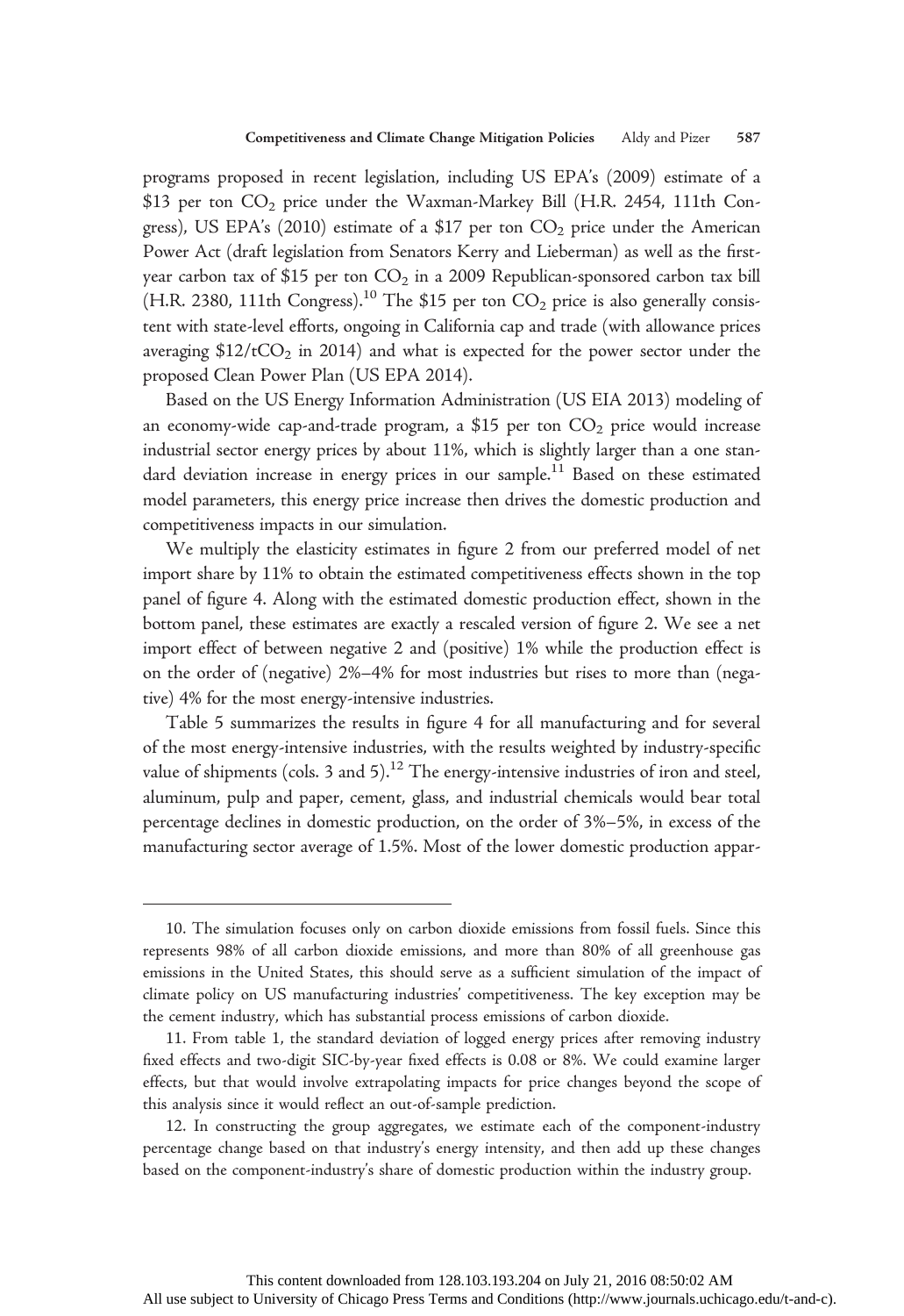programs proposed in recent legislation, including US EPA's (2009) estimate of a \$13 per ton $CO_2$ price under the Waxman-Markey Bill (H.R. 2454, 111th Congress), US EPA's (2010) estimate of a \$17 per ton $CO_2$ price under the American Power Act (draft legislation from Senators Kerry and Lieberman) as well as the first-year carbon tax of \$15 per ton $CO_2$ in a 2009 Republican-sponsored carbon tax bill (H.R. 2380, 111th Congress).[10] The \$15 per ton $CO_2$ price is also generally consistent with state-level efforts, ongoing in California cap and trade (with allowance prices averaging \$12/t$CO_2$ in 2014) and what is expected for the power sector under the proposed Clean Power Plan (US EPA 2014).

Based on the US Energy Information Administration (US EIA 2013) modeling of an economy-wide cap-and-trade program, a \$15 per ton $CO_2$ price would increase industrial sector energy prices by about 11%, which is slightly larger than a one standard deviation increase in energy prices in our sample.[11] Based on these estimated model parameters, this energy price increase then drives the domestic production and competitiveness impacts in our simulation.

We multiply the elasticity estimates in figure 2 from our preferred model of net import share by 11% to obtain the estimated competitiveness effects shown in the top panel of figure 4. Along with the estimated domestic production effect, shown in the bottom panel, these estimates are exactly a rescaled version of figure 2. We see a net import effect of between negative 2 and (positive) 1% while the production effect is on the order of (negative) 2%–4% for most industries but rises to more than (negative) 4% for the most energy-intensive industries.

Table 5 summarizes the results in figure 4 for all manufacturing and for several of the most energy-intensive industries, with the results weighted by industry-specific value of shipments (cols. 3 and 5).[12] The energy-intensive industries of iron and steel, aluminum, pulp and paper, cement, glass, and industrial chemicals would bear total percentage declines in domestic production, on the order of 3%–5%, in excess of the manufacturing sector average of 1.5%. Most of the lower domestic production appar-

---

10. The simulation focuses only on carbon dioxide emissions from fossil fuels. Since this represents 98% of all carbon dioxide emissions, and more than 80% of all greenhouse gas emissions in the United States, this should serve as a sufficient simulation of the impact of climate policy on US manufacturing industries' competitiveness. The key exception may be the cement industry, which has substantial process emissions of carbon dioxide.

11. From table 1, the standard deviation of logged energy prices after removing industry fixed effects and two-digit SIC-by-year fixed effects is 0.08 or 8%. We could examine larger effects, but that would involve extrapolating impacts for price changes beyond the scope of this analysis since it would reflect an out-of-sample prediction.

12. In constructing the group aggregates, we estimate each of the component-industry percentage change based on that industry's energy intensity, and then add up these changes based on the component-industry's share of domestic production within the industry group.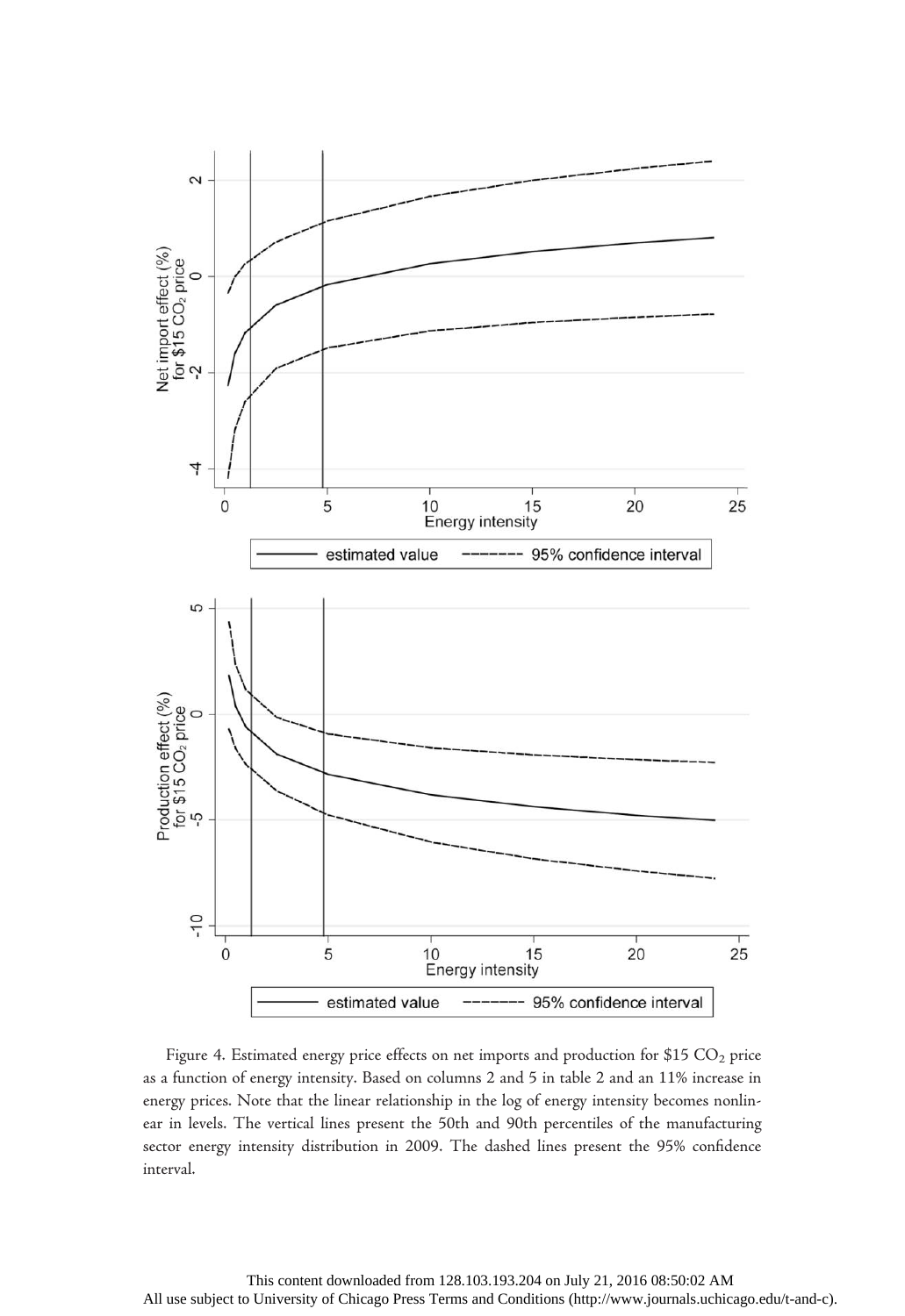Figure 4. Estimated energy price effects on net imports and production for \$15 $CO_2$ price as a function of energy intensity. Based on columns 2 and 5 in table 2 and an 11% increase in energy prices. Note that the linear relationship in the log of energy intensity becomes nonlinear in levels. The vertical lines present the 50th and 90th percentiles of the manufacturing sector energy intensity distribution in 2009. The dashed lines present the 95% confidence interval.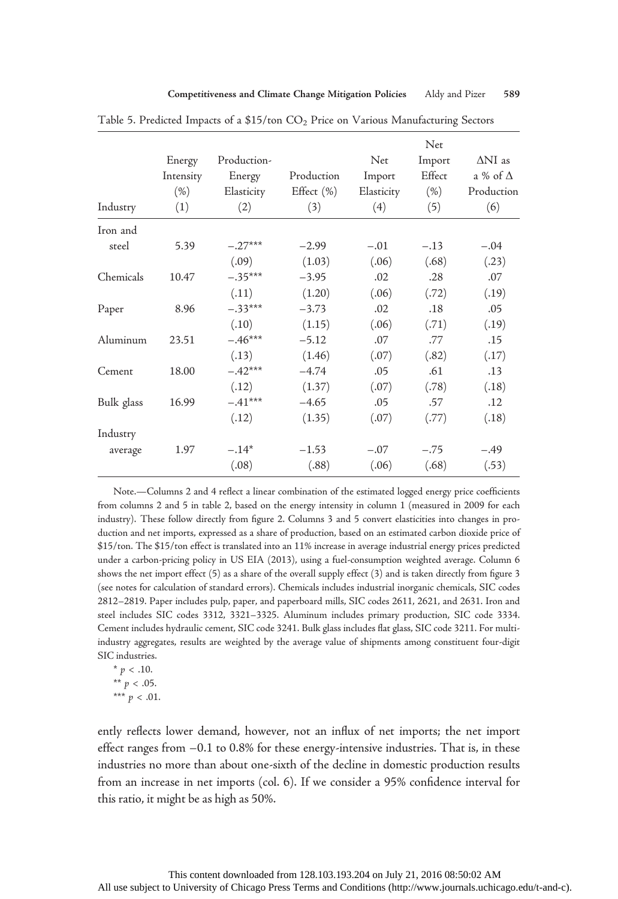Table 5. Predicted Impacts of a \$15/ton $CO_2$ Price on Various Manufacturing Sectors

| Industry | Energy Intensity (%) (1) | Production-Energy Elasticity (2) | Production Effect (%) (3) | Net Import Elasticity (4) | Net Import Effect (%) (5) | ΔNI as a % of Δ Production (6) |
|---|---|---|---|---|---|---|
| Iron and steel | 5.39 | −.27*** | −2.99 | −.01 | −.13 | −.04 |
| | | (.09) | (1.03) | (.06) | (.68) | (.23) |
| Chemicals | 10.47 | −.35*** | −3.95 | .02 | .28 | .07 |
| | | (.11) | (1.20) | (.06) | (.72) | (.19) |
| Paper | 8.96 | −.33*** | −3.73 | .02 | .18 | .05 |
| | | (.10) | (1.15) | (.06) | (.71) | (.19) |
| Aluminum | 23.51 | −.46*** | −5.12 | .07 | .77 | .15 |
| | | (.13) | (1.46) | (.07) | (.82) | (.17) |
| Cement | 18.00 | −.42*** | −4.74 | .05 | .61 | .13 |
| | | (.12) | (1.37) | (.07) | (.78) | (.18) |
| Bulk glass | 16.99 | −.41*** | −4.65 | .05 | .57 | .12 |
| | | (.12) | (1.35) | (.07) | (.77) | (.18) |
| Industry average | 1.97 | −.14* | −1.53 | −.07 | −.75 | −.49 |
| | | (.08) | (.88) | (.06) | (.68) | (.53) |

Note.—Columns 2 and 4 reflect a linear combination of the estimated logged energy price coefficients from columns 2 and 5 in table 2, based on the energy intensity in column 1 (measured in 2009 for each industry). These follow directly from figure 2. Columns 3 and 5 convert elasticities into changes in production and net imports, expressed as a share of production, based on an estimated carbon dioxide price of \$15/ton. The \$15/ton effect is translated into an 11% increase in average industrial energy prices predicted under a carbon-pricing policy in US EIA (2013), using a fuel-consumption weighted average. Column 6 shows the net import effect (5) as a share of the overall supply effect (3) and is taken directly from figure 3 (see notes for calculation of standard errors). Chemicals includes industrial inorganic chemicals, SIC codes 2812–2819. Paper includes pulp, paper, and paperboard mills, SIC codes 2611, 2621, and 2631. Iron and steel includes SIC codes 3312, 3321–3325. Aluminum includes primary production, SIC code 3334. Cement includes hydraulic cement, SIC code 3241. Bulk glass includes flat glass, SIC code 3211. For multi-industry aggregates, results are weighted by the average value of shipments among constituent four-digit SIC industries.

\* $p < .10$.

\*\* $p < .05$.

\*\*\* $p < .01$.

ently reflects lower demand, however, not an influx of net imports; the net import effect ranges from −0.1 to 0.8% for these energy-intensive industries. That is, in these industries no more than about one-sixth of the decline in domestic production results from an increase in net imports (col. 6). If we consider a 95% confidence interval for this ratio, it might be as high as 50%.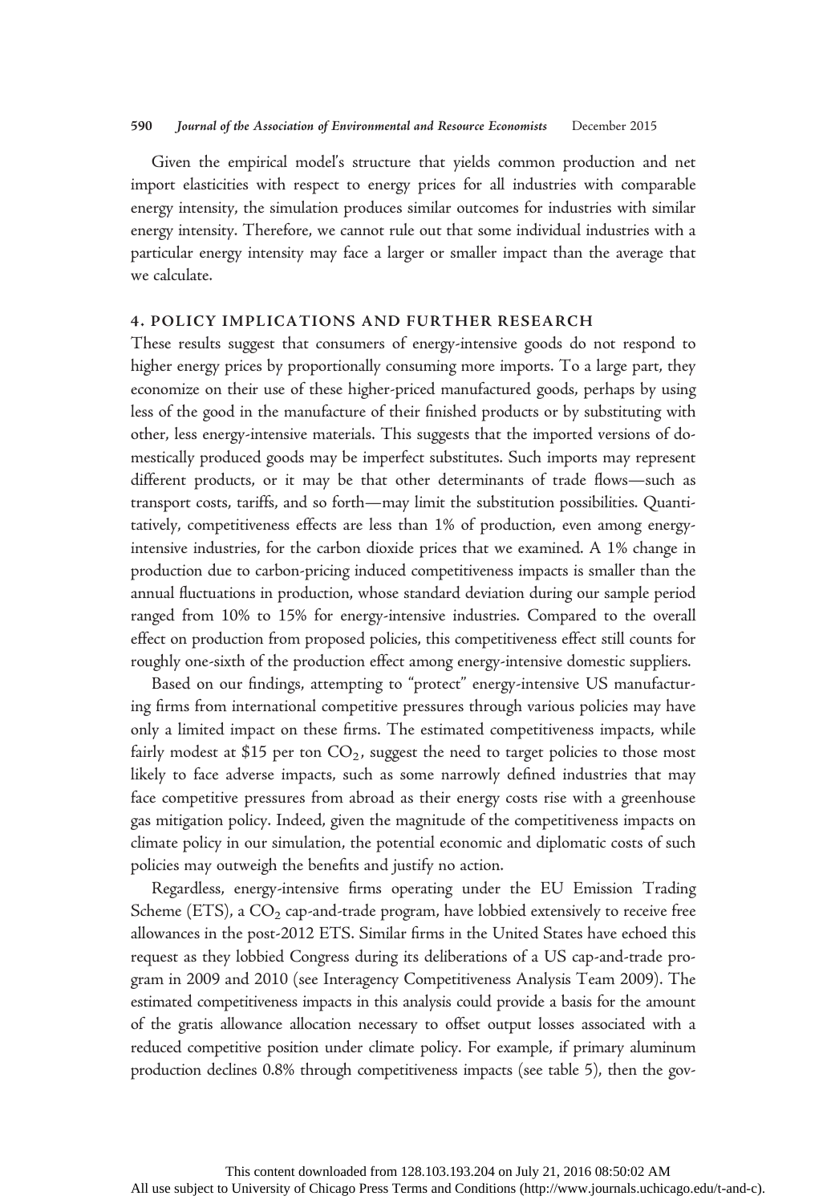Given the empirical model's structure that yields common production and net import elasticities with respect to energy prices for all industries with comparable energy intensity, the simulation produces similar outcomes for industries with similar energy intensity. Therefore, we cannot rule out that some individual industries with a particular energy intensity may face a larger or smaller impact than the average that we calculate.

## 4. POLICY IMPLICATIONS AND FURTHER RESEARCH

These results suggest that consumers of energy-intensive goods do not respond to higher energy prices by proportionally consuming more imports. To a large part, they economize on their use of these higher-priced manufactured goods, perhaps by using less of the good in the manufacture of their finished products or by substituting with other, less energy-intensive materials. This suggests that the imported versions of domestically produced goods may be imperfect substitutes. Such imports may represent different products, or it may be that other determinants of trade flows—such as transport costs, tariffs, and so forth—may limit the substitution possibilities. Quantitatively, competitiveness effects are less than 1% of production, even among energy-intensive industries, for the carbon dioxide prices that we examined. A 1% change in production due to carbon-pricing induced competitiveness impacts is smaller than the annual fluctuations in production, whose standard deviation during our sample period ranged from 10% to 15% for energy-intensive industries. Compared to the overall effect on production from proposed policies, this competitiveness effect still counts for roughly one-sixth of the production effect among energy-intensive domestic suppliers.

Based on our findings, attempting to "protect" energy-intensive US manufacturing firms from international competitive pressures through various policies may have only a limited impact on these firms. The estimated competitiveness impacts, while fairly modest at \$15 per ton $CO_2$, suggest the need to target policies to those most likely to face adverse impacts, such as some narrowly defined industries that may face competitive pressures from abroad as their energy costs rise with a greenhouse gas mitigation policy. Indeed, given the magnitude of the competitiveness impacts on climate policy in our simulation, the potential economic and diplomatic costs of such policies may outweigh the benefits and justify no action.

Regardless, energy-intensive firms operating under the EU Emission Trading Scheme (ETS), a $CO_2$ cap-and-trade program, have lobbied extensively to receive free allowances in the post-2012 ETS. Similar firms in the United States have echoed this request as they lobbied Congress during its deliberations of a US cap-and-trade program in 2009 and 2010 (see Interagency Competitiveness Analysis Team 2009). The estimated competitiveness impacts in this analysis could provide a basis for the amount of the gratis allowance allocation necessary to offset output losses associated with a reduced competitive position under climate policy. For example, if primary aluminum production declines 0.8% through competitiveness impacts (see table 5), then the gov-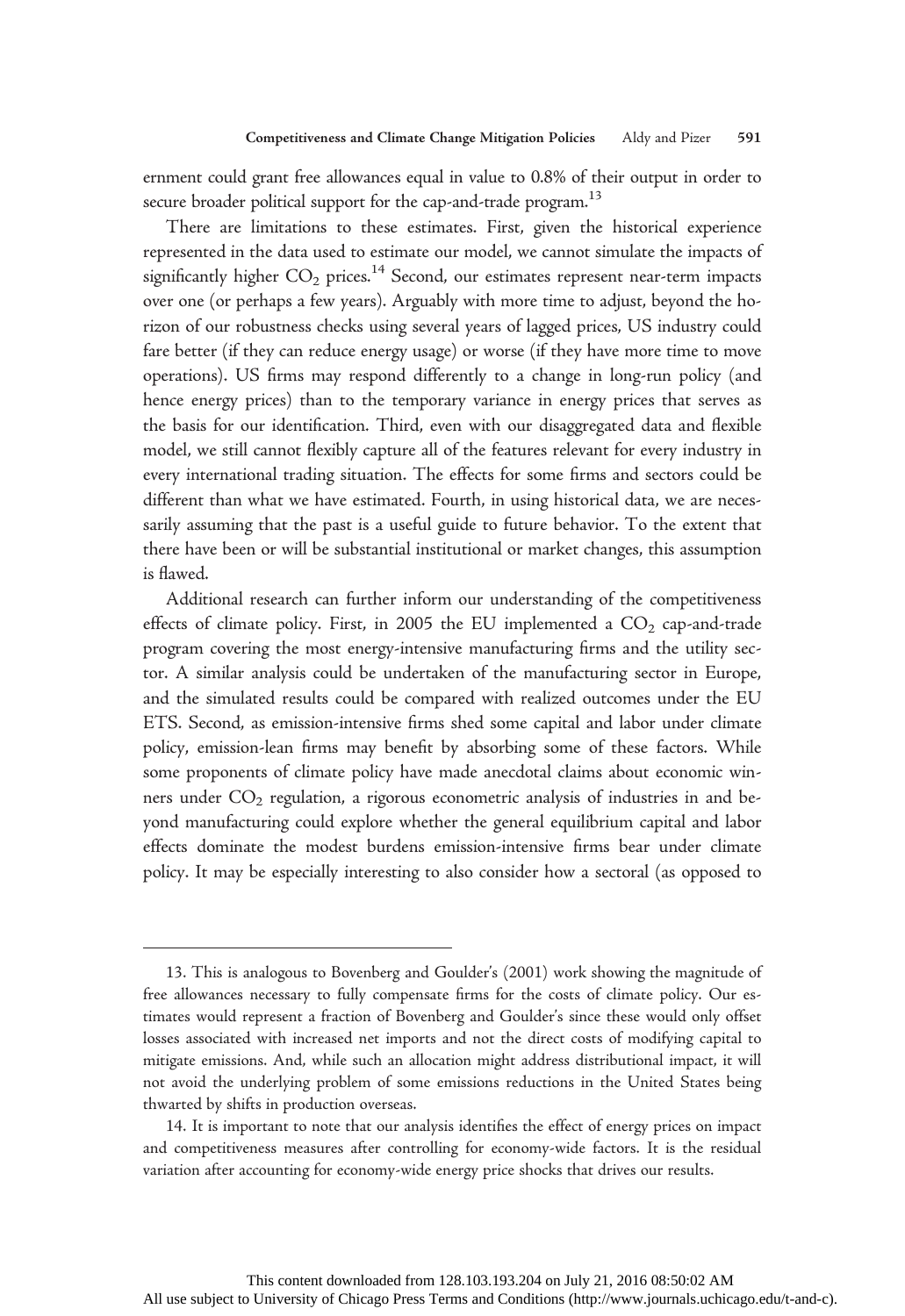ernment could grant free allowances equal in value to 0.8% of their output in order to secure broader political support for the cap-and-trade program.[13]

There are limitations to these estimates. First, given the historical experience represented in the data used to estimate our model, we cannot simulate the impacts of significantly higher $CO_2$ prices.[14] Second, our estimates represent near-term impacts over one (or perhaps a few years). Arguably with more time to adjust, beyond the horizon of our robustness checks using several years of lagged prices, US industry could fare better (if they can reduce energy usage) or worse (if they have more time to move operations). US firms may respond differently to a change in long-run policy (and hence energy prices) than to the temporary variance in energy prices that serves as the basis for our identification. Third, even with our disaggregated data and flexible model, we still cannot flexibly capture all of the features relevant for every industry in every international trading situation. The effects for some firms and sectors could be different than what we have estimated. Fourth, in using historical data, we are necessarily assuming that the past is a useful guide to future behavior. To the extent that there have been or will be substantial institutional or market changes, this assumption is flawed.

Additional research can further inform our understanding of the competitiveness effects of climate policy. First, in 2005 the EU implemented a $CO_2$ cap-and-trade program covering the most energy-intensive manufacturing firms and the utility sector. A similar analysis could be undertaken of the manufacturing sector in Europe, and the simulated results could be compared with realized outcomes under the EU ETS. Second, as emission-intensive firms shed some capital and labor under climate policy, emission-lean firms may benefit by absorbing some of these factors. While some proponents of climate policy have made anecdotal claims about economic winners under $CO_2$ regulation, a rigorous econometric analysis of industries in and beyond manufacturing could explore whether the general equilibrium capital and labor effects dominate the modest burdens emission-intensive firms bear under climate policy. It may be especially interesting to also consider how a sectoral (as opposed to

---

13. This is analogous to Bovenberg and Goulder's (2001) work showing the magnitude of free allowances necessary to fully compensate firms for the costs of climate policy. Our estimates would represent a fraction of Bovenberg and Goulder's since these would only offset losses associated with increased net imports and not the direct costs of modifying capital to mitigate emissions. And, while such an allocation might address distributional impact, it will not avoid the underlying problem of some emissions reductions in the United States being thwarted by shifts in production overseas.

14. It is important to note that our analysis identifies the effect of energy prices on impact and competitiveness measures after controlling for economy-wide factors. It is the residual variation after accounting for economy-wide energy price shocks that drives our results.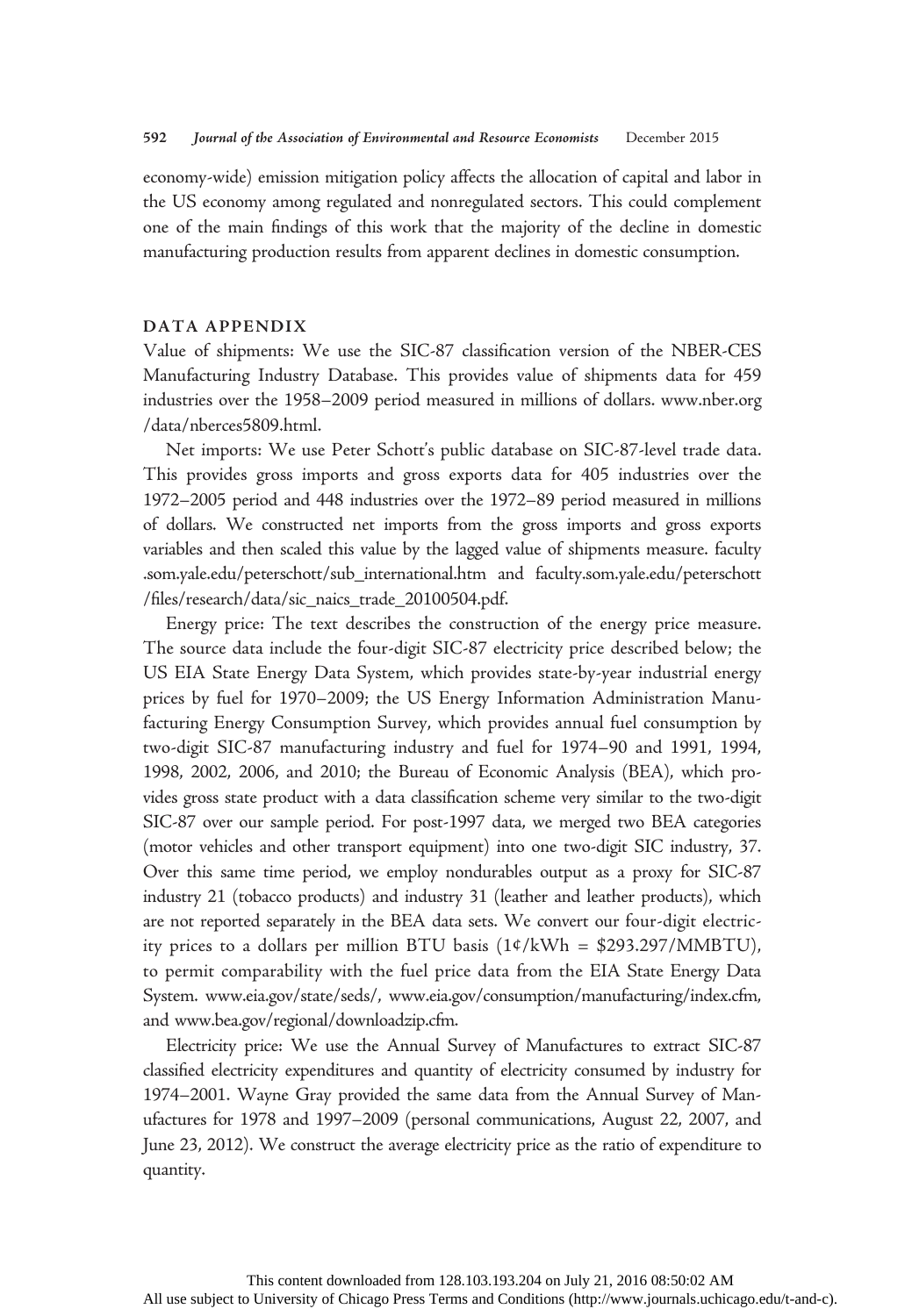economy-wide) emission mitigation policy affects the allocation of capital and labor in the US economy among regulated and nonregulated sectors. This could complement one of the main findings of this work that the majority of the decline in domestic manufacturing production results from apparent declines in domestic consumption.

## DATA APPENDIX

Value of shipments: We use the SIC-87 classification version of the NBER-CES Manufacturing Industry Database. This provides value of shipments data for 459 industries over the 1958–2009 period measured in millions of dollars. www.nber.org/data/nberces5809.html.

Net imports: We use Peter Schott's public database on SIC-87-level trade data. This provides gross imports and gross exports data for 405 industries over the 1972–2005 period and 448 industries over the 1972–89 period measured in millions of dollars. We constructed net imports from the gross imports and gross exports variables and then scaled this value by the lagged value of shipments measure. faculty.som.yale.edu/peterschott/sub_international.htm and faculty.som.yale.edu/peterschott/files/research/data/sic_naics_trade_20100504.pdf.

Energy price: The text describes the construction of the energy price measure. The source data include the four-digit SIC-87 electricity price described below; the US EIA State Energy Data System, which provides state-by-year industrial energy prices by fuel for 1970–2009; the US Energy Information Administration Manufacturing Energy Consumption Survey, which provides annual fuel consumption by two-digit SIC-87 manufacturing industry and fuel for 1974–90 and 1991, 1994, 1998, 2002, 2006, and 2010; the Bureau of Economic Analysis (BEA), which provides gross state product with a data classification scheme very similar to the two-digit SIC-87 over our sample period. For post-1997 data, we merged two BEA categories (motor vehicles and other transport equipment) into one two-digit SIC industry, 37. Over this same time period, we employ nondurables output as a proxy for SIC-87 industry 21 (tobacco products) and industry 31 (leather and leather products), which are not reported separately in the BEA data sets. We convert our four-digit electricity prices to a dollars per million BTU basis (1¢/kWh = $293.297/MMBTU), to permit comparability with the fuel price data from the EIA State Energy Data System. www.eia.gov/state/seds/, www.eia.gov/consumption/manufacturing/index.cfm, and www.bea.gov/regional/downloadzip.cfm.

Electricity price: We use the Annual Survey of Manufactures to extract SIC-87 classified electricity expenditures and quantity of electricity consumed by industry for 1974–2001. Wayne Gray provided the same data from the Annual Survey of Manufactures for 1978 and 1997–2009 (personal communications, August 22, 2007, and June 23, 2012). We construct the average electricity price as the ratio of expenditure to quantity.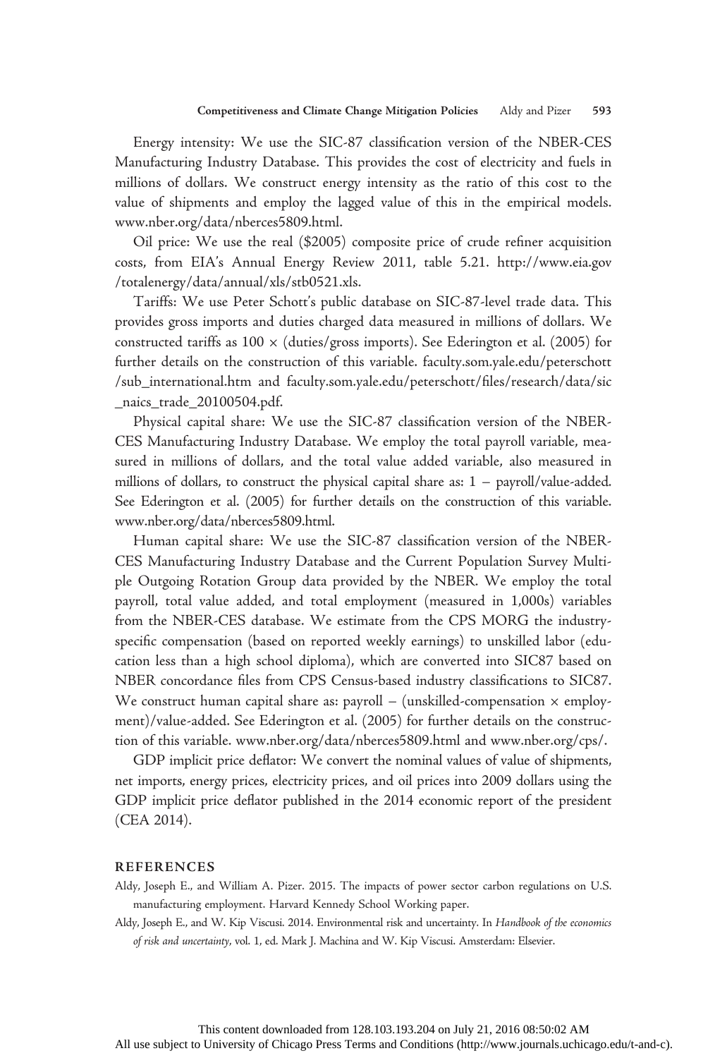Energy intensity: We use the SIC-87 classification version of the NBER-CES Manufacturing Industry Database. This provides the cost of electricity and fuels in millions of dollars. We construct energy intensity as the ratio of this cost to the value of shipments and employ the lagged value of this in the empirical models. www.nber.org/data/nberces5809.html.

Oil price: We use the real ($2005) composite price of crude refiner acquisition costs, from EIA's Annual Energy Review 2011, table 5.21. http://www.eia.gov/totalenergy/data/annual/xls/stb0521.xls.

Tariffs: We use Peter Schott's public database on SIC-87-level trade data. This provides gross imports and duties charged data measured in millions of dollars. We constructed tariffs as $100 \times$ (duties/gross imports). See Ederington et al. (2005) for further details on the construction of this variable. faculty.som.yale.edu/peterschott/sub_international.htm and faculty.som.yale.edu/peterschott/files/research/data/sic_naics_trade_20100504.pdf.

Physical capital share: We use the SIC-87 classification version of the NBER-CES Manufacturing Industry Database. We employ the total payroll variable, measured in millions of dollars, and the total value added variable, also measured in millions of dollars, to construct the physical capital share as: $1 -$ payroll/value-added. See Ederington et al. (2005) for further details on the construction of this variable. www.nber.org/data/nberces5809.html.

Human capital share: We use the SIC-87 classification version of the NBER-CES Manufacturing Industry Database and the Current Population Survey Multiple Outgoing Rotation Group data provided by the NBER. We employ the total payroll, total value added, and total employment (measured in 1,000s) variables from the NBER-CES database. We estimate from the CPS MORG the industry-specific compensation (based on reported weekly earnings) to unskilled labor (education less than a high school diploma), which are converted into SIC87 based on NBER concordance files from CPS Census-based industry classifications to SIC87. We construct human capital share as: payroll $-$ (unskilled-compensation $\times$ employment)/value-added. See Ederington et al. (2005) for further details on the construction of this variable. www.nber.org/data/nberces5809.html and www.nber.org/cps/.

GDP implicit price deflator: We convert the nominal values of value of shipments, net imports, energy prices, electricity prices, and oil prices into 2009 dollars using the GDP implicit price deflator published in the 2014 economic report of the president (CEA 2014).

## REFERENCES

Aldy, Joseph E., and William A. Pizer. 2015. The impacts of power sector carbon regulations on U.S. manufacturing employment. Harvard Kennedy School Working paper.

Aldy, Joseph E., and W. Kip Viscusi. 2014. Environmental risk and uncertainty. In *Handbook of the economics of risk and uncertainty*, vol. 1, ed. Mark J. Machina and W. Kip Viscusi. Amsterdam: Elsevier.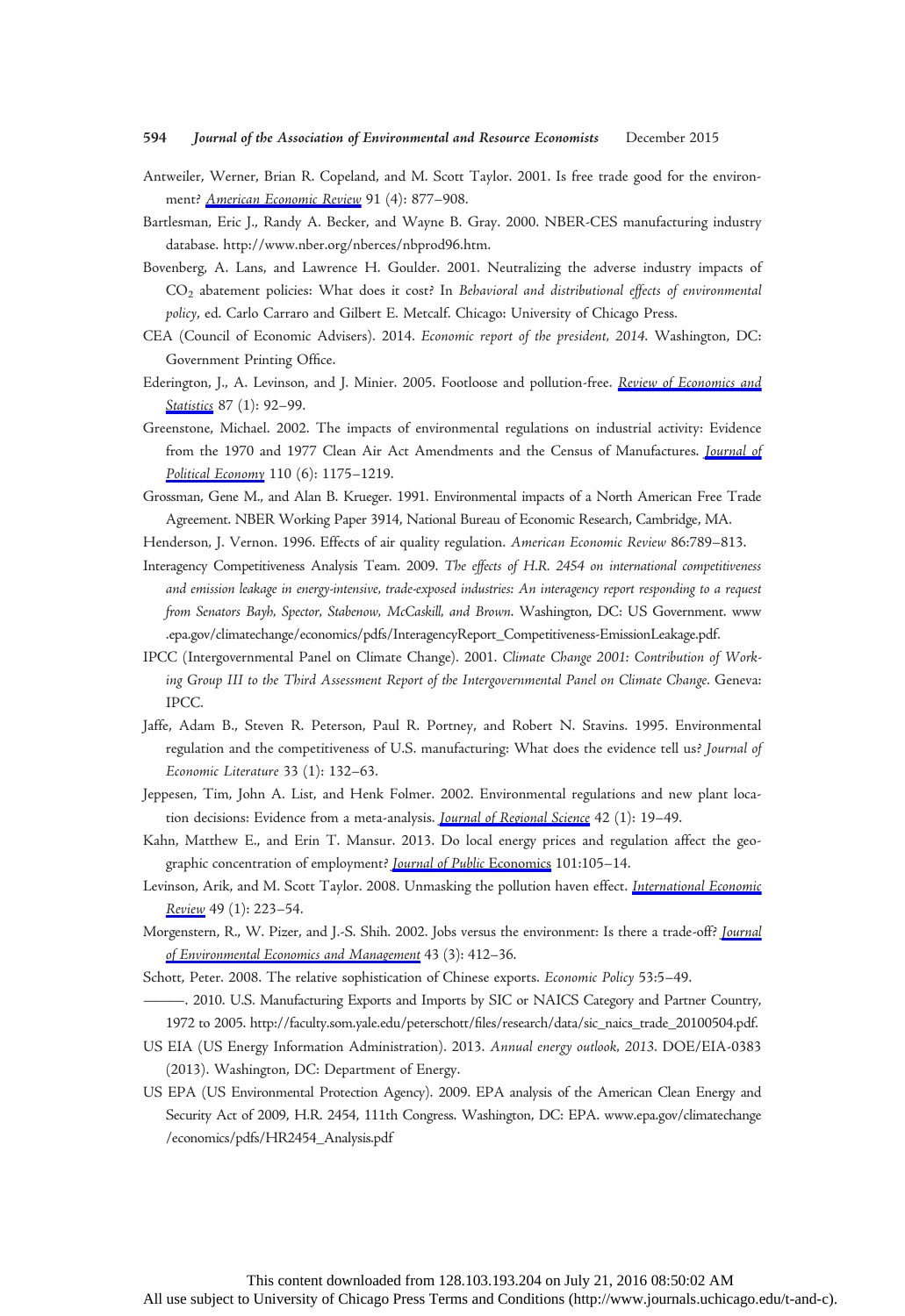Antweiler, Werner, Brian R. Copeland, and M. Scott Taylor. 2001. Is free trade good for the environment? *American Economic Review* 91 (4): 877–908.

Bartlesman, Eric J., Randy A. Becker, and Wayne B. Gray. 2000. NBER-CES manufacturing industry database. http://www.nber.org/nberces/nbprod96.htm.

Bovenberg, A. Lans, and Lawrence H. Goulder. 2001. Neutralizing the adverse industry impacts of $CO_2$ abatement policies: What does it cost? In *Behavioral and distributional effects of environmental policy*, ed. Carlo Carraro and Gilbert E. Metcalf. Chicago: University of Chicago Press.

CEA (Council of Economic Advisers). 2014. *Economic report of the president, 2014*. Washington, DC: Government Printing Office.

Ederington, J., A. Levinson, and J. Minier. 2005. Footloose and pollution-free. *Review of Economics and Statistics* 87 (1): 92–99.

Greenstone, Michael. 2002. The impacts of environmental regulations on industrial activity: Evidence from the 1970 and 1977 Clean Air Act Amendments and the Census of Manufactures. *Journal of Political Economy* 110 (6): 1175–1219.

Grossman, Gene M., and Alan B. Krueger. 1991. Environmental impacts of a North American Free Trade Agreement. NBER Working Paper 3914, National Bureau of Economic Research, Cambridge, MA.

Henderson, J. Vernon. 1996. Effects of air quality regulation. *American Economic Review* 86:789–813.

Interagency Competitiveness Analysis Team. 2009. *The effects of H.R. 2454 on international competitiveness and emission leakage in energy-intensive, trade-exposed industries: An interagency report responding to a request from Senators Bayh, Spector, Stabenow, McCaskill, and Brown*. Washington, DC: US Government. www.epa.gov/climatechange/economics/pdfs/InteragencyReport_Competitiveness-EmissionLeakage.pdf.

IPCC (Intergovernmental Panel on Climate Change). 2001. *Climate Change 2001: Contribution of Working Group III to the Third Assessment Report of the Intergovernmental Panel on Climate Change*. Geneva: IPCC.

Jaffe, Adam B., Steven R. Peterson, Paul R. Portney, and Robert N. Stavins. 1995. Environmental regulation and the competitiveness of U.S. manufacturing: What does the evidence tell us? *Journal of Economic Literature* 33 (1): 132–63.

Jeppesen, Tim, John A. List, and Henk Folmer. 2002. Environmental regulations and new plant location decisions: Evidence from a meta-analysis. *Journal of Regional Science* 42 (1): 19–49.

Kahn, Matthew E., and Erin T. Mansur. 2013. Do local energy prices and regulation affect the geographic concentration of employment? *Journal of Public Economics* 101:105–14.

Levinson, Arik, and M. Scott Taylor. 2008. Unmasking the pollution haven effect. *International Economic Review* 49 (1): 223–54.

Morgenstern, R., W. Pizer, and J.-S. Shih. 2002. Jobs versus the environment: Is there a trade-off? *Journal of Environmental Economics and Management* 43 (3): 412–36.

Schott, Peter. 2008. The relative sophistication of Chinese exports. *Economic Policy* 53:5–49.

———. 2010. U.S. Manufacturing Exports and Imports by SIC or NAICS Category and Partner Country, 1972 to 2005. http://faculty.som.yale.edu/peterschott/files/research/data/sic_naics_trade_20100504.pdf.

US EIA (US Energy Information Administration). 2013. *Annual energy outlook, 2013*. DOE/EIA-0383 (2013). Washington, DC: Department of Energy.

US EPA (US Environmental Protection Agency). 2009. EPA analysis of the American Clean Energy and Security Act of 2009, H.R. 2454, 111th Congress. Washington, DC: EPA. www.epa.gov/climatechange/economics/pdfs/HR2454_Analysis.pdf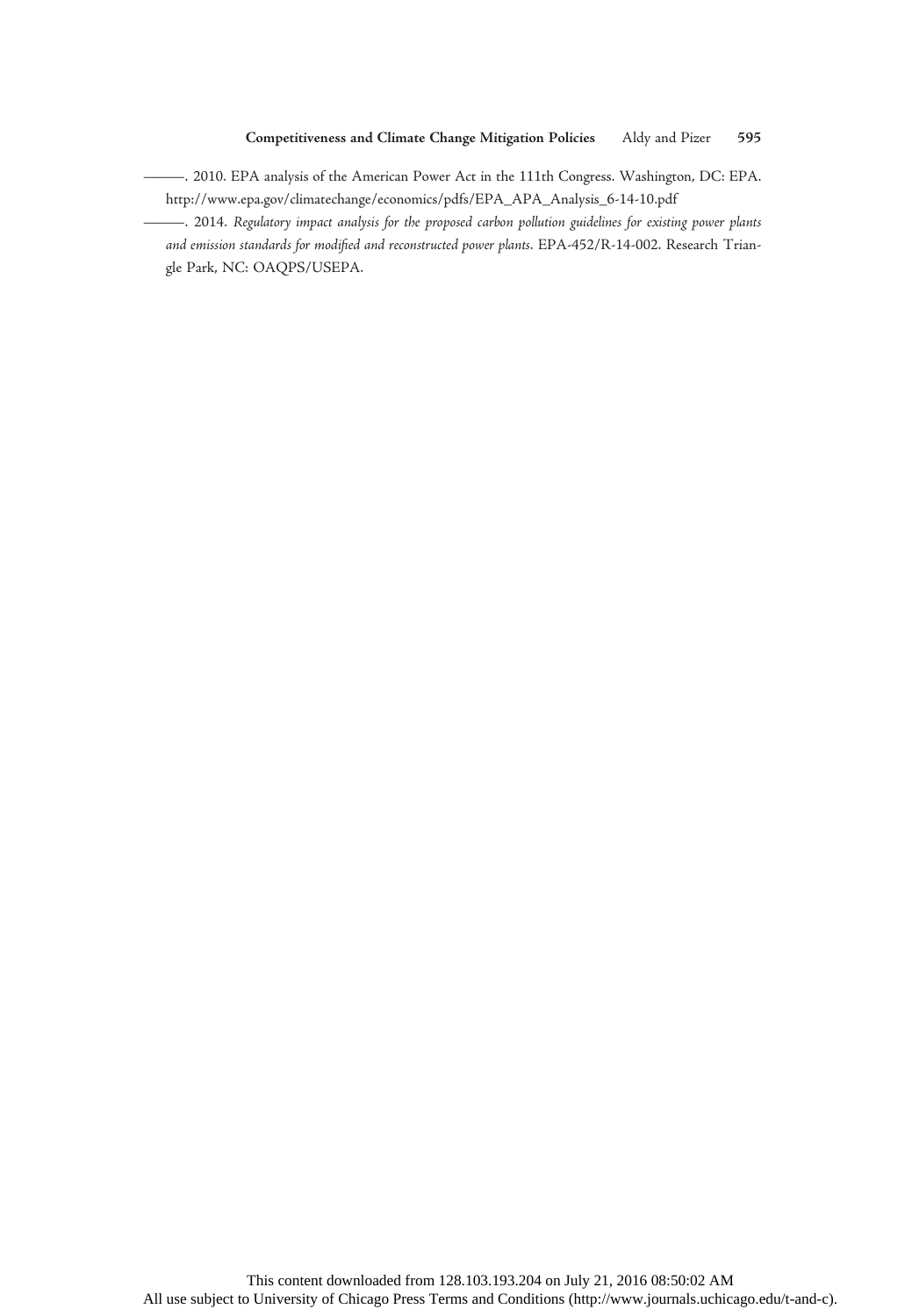———. 2010. EPA analysis of the American Power Act in the 111th Congress. Washington, DC: EPA. http://www.epa.gov/climatechange/economics/pdfs/EPA_APA_Analysis_6-14-10.pdf

———. 2014. *Regulatory impact analysis for the proposed carbon pollution guidelines for existing power plants and emission standards for modified and reconstructed power plants*. EPA-452/R-14-002. Research Triangle Park, NC: OAQPS/USEPA.